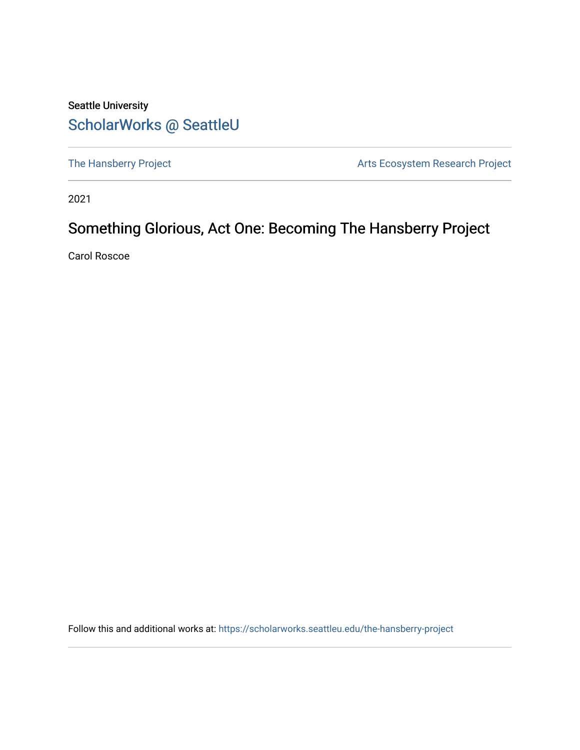Seattle University

ScholarWorks @ SeattleU

The Hansberry Project

Arts Ecosystem Research Project

2021

# Something Glorious, Act One: Becoming The Hansberry Project

Carol Roscoe

Follow this and additional works at: https://scholarworks.seattleu.edu/the-hansberry-project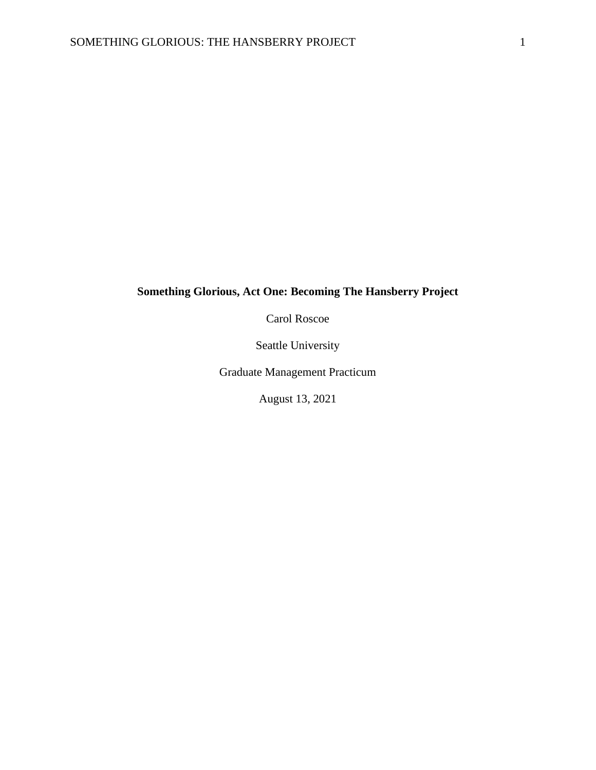**Something Glorious, Act One: Becoming The Hansberry Project**

Carol Roscoe

Seattle University

Graduate Management Practicum

August 13, 2021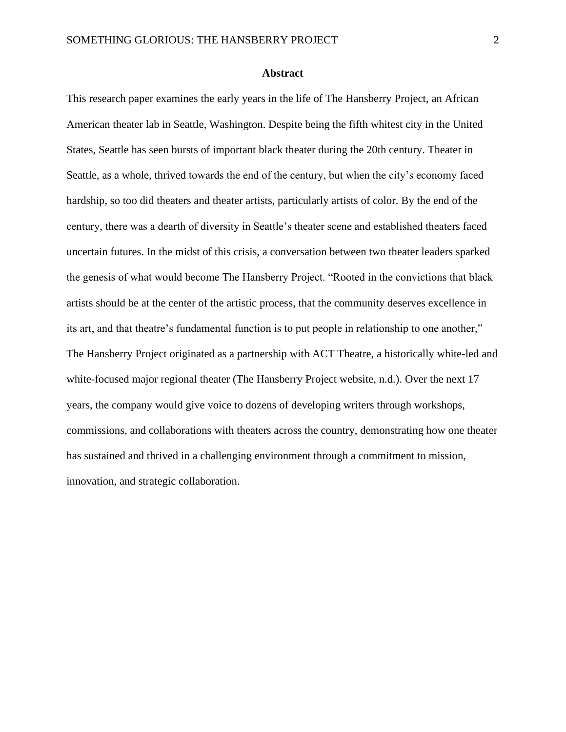**Abstract**

This research paper examines the early years in the life of The Hansberry Project, an African American theater lab in Seattle, Washington. Despite being the fifth whitest city in the United States, Seattle has seen bursts of important black theater during the 20th century. Theater in Seattle, as a whole, thrived towards the end of the century, but when the city's economy faced hardship, so too did theaters and theater artists, particularly artists of color. By the end of the century, there was a dearth of diversity in Seattle's theater scene and established theaters faced uncertain futures. In the midst of this crisis, a conversation between two theater leaders sparked the genesis of what would become The Hansberry Project. "Rooted in the convictions that black artists should be at the center of the artistic process, that the community deserves excellence in its art, and that theatre's fundamental function is to put people in relationship to one another," The Hansberry Project originated as a partnership with ACT Theatre, a historically white-led and white-focused major regional theater (The Hansberry Project website, n.d.). Over the next 17 years, the company would give voice to dozens of developing writers through workshops, commissions, and collaborations with theaters across the country, demonstrating how one theater has sustained and thrived in a challenging environment through a commitment to mission, innovation, and strategic collaboration.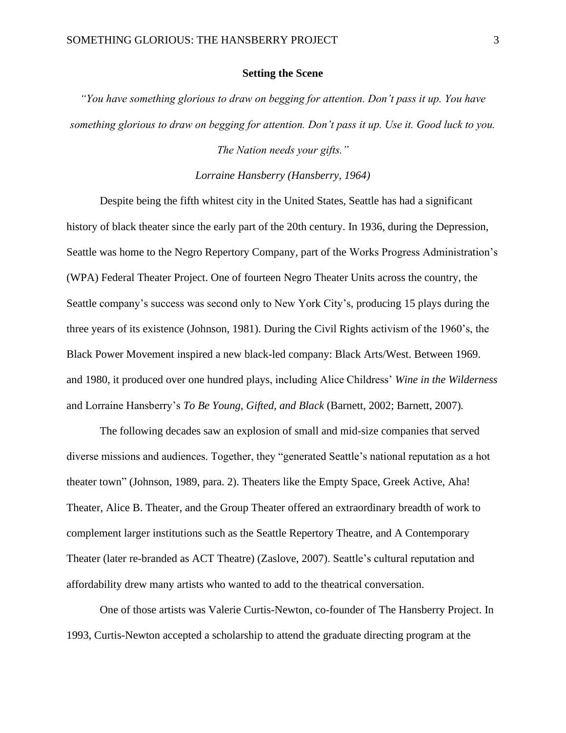## Setting the Scene

*"You have something glorious to draw on begging for attention. Don't pass it up. You have something glorious to draw on begging for attention. Don't pass it up. Use it. Good luck to you. The Nation needs your gifts."*

*Lorraine Hansberry (Hansberry, 1964)*

Despite being the fifth whitest city in the United States, Seattle has had a significant history of black theater since the early part of the 20th century. In 1936, during the Depression, Seattle was home to the Negro Repertory Company, part of the Works Progress Administration's (WPA) Federal Theater Project. One of fourteen Negro Theater Units across the country, the Seattle company's success was second only to New York City's, producing 15 plays during the three years of its existence (Johnson, 1981). During the Civil Rights activism of the 1960's, the Black Power Movement inspired a new black-led company: Black Arts/West. Between 1969. and 1980, it produced over one hundred plays, including Alice Childress' *Wine in the Wilderness* and Lorraine Hansberry's *To Be Young, Gifted, and Black* (Barnett, 2002; Barnett, 2007).

The following decades saw an explosion of small and mid-size companies that served diverse missions and audiences. Together, they "generated Seattle's national reputation as a hot theater town" (Johnson, 1989, para. 2). Theaters like the Empty Space, Greek Active, Aha! Theater, Alice B. Theater, and the Group Theater offered an extraordinary breadth of work to complement larger institutions such as the Seattle Repertory Theatre, and A Contemporary Theater (later re-branded as ACT Theatre) (Zaslove, 2007). Seattle's cultural reputation and affordability drew many artists who wanted to add to the theatrical conversation.

One of those artists was Valerie Curtis-Newton, co-founder of The Hansberry Project. In 1993, Curtis-Newton accepted a scholarship to attend the graduate directing program at the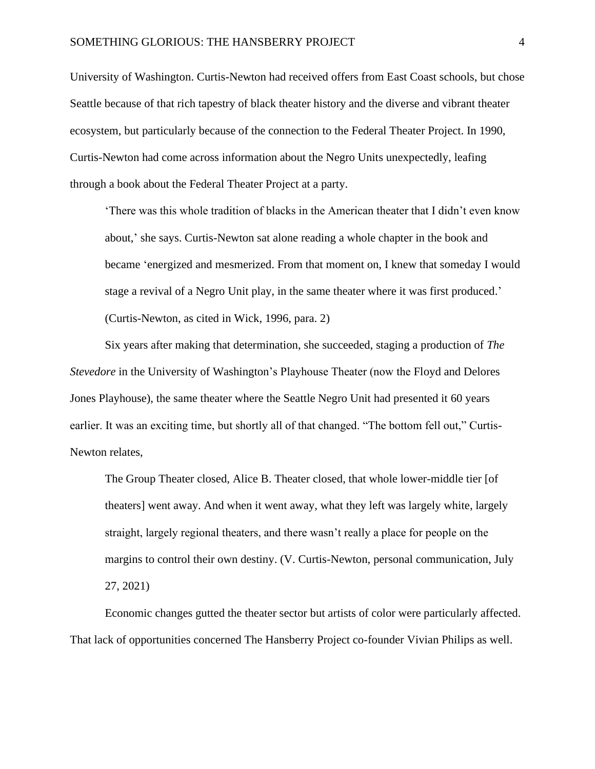University of Washington. Curtis-Newton had received offers from East Coast schools, but chose Seattle because of that rich tapestry of black theater history and the diverse and vibrant theater ecosystem, but particularly because of the connection to the Federal Theater Project. In 1990, Curtis-Newton had come across information about the Negro Units unexpectedly, leafing through a book about the Federal Theater Project at a party.

> 'There was this whole tradition of blacks in the American theater that I didn't even know about,' she says. Curtis-Newton sat alone reading a whole chapter in the book and became 'energized and mesmerized. From that moment on, I knew that someday I would stage a revival of a Negro Unit play, in the same theater where it was first produced.' (Curtis-Newton, as cited in Wick, 1996, para. 2)

Six years after making that determination, she succeeded, staging a production of *The Stevedore* in the University of Washington's Playhouse Theater (now the Floyd and Delores Jones Playhouse), the same theater where the Seattle Negro Unit had presented it 60 years earlier. It was an exciting time, but shortly all of that changed. "The bottom fell out," Curtis-Newton relates,

> The Group Theater closed, Alice B. Theater closed, that whole lower-middle tier [of theaters] went away. And when it went away, what they left was largely white, largely straight, largely regional theaters, and there wasn't really a place for people on the margins to control their own destiny. (V. Curtis-Newton, personal communication, July 27, 2021)

Economic changes gutted the theater sector but artists of color were particularly affected. That lack of opportunities concerned The Hansberry Project co-founder Vivian Philips as well.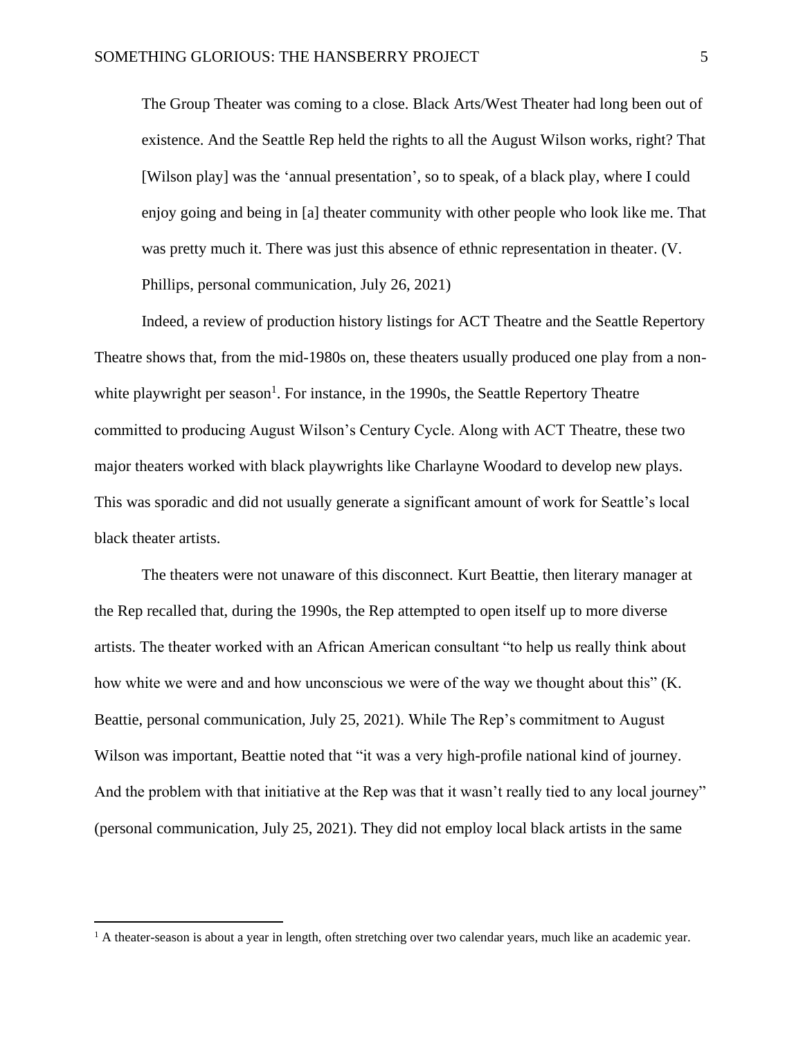> The Group Theater was coming to a close. Black Arts/West Theater had long been out of existence. And the Seattle Rep held the rights to all the August Wilson works, right? That [Wilson play] was the 'annual presentation', so to speak, of a black play, where I could enjoy going and being in [a] theater community with other people who look like me. That was pretty much it. There was just this absence of ethnic representation in theater. (V. Phillips, personal communication, July 26, 2021)

Indeed, a review of production history listings for ACT Theatre and the Seattle Repertory Theatre shows that, from the mid-1980s on, these theaters usually produced one play from a non-white playwright per season[1]. For instance, in the 1990s, the Seattle Repertory Theatre committed to producing August Wilson's Century Cycle. Along with ACT Theatre, these two major theaters worked with black playwrights like Charlayne Woodard to develop new plays. This was sporadic and did not usually generate a significant amount of work for Seattle's local black theater artists.

The theaters were not unaware of this disconnect. Kurt Beattie, then literary manager at the Rep recalled that, during the 1990s, the Rep attempted to open itself up to more diverse artists. The theater worked with an African American consultant "to help us really think about how white we were and and how unconscious we were of the way we thought about this" (K. Beattie, personal communication, July 25, 2021). While The Rep's commitment to August Wilson was important, Beattie noted that "it was a very high-profile national kind of journey. And the problem with that initiative at the Rep was that it wasn't really tied to any local journey" (personal communication, July 25, 2021). They did not employ local black artists in the same

[1] A theater-season is about a year in length, often stretching over two calendar years, much like an academic year.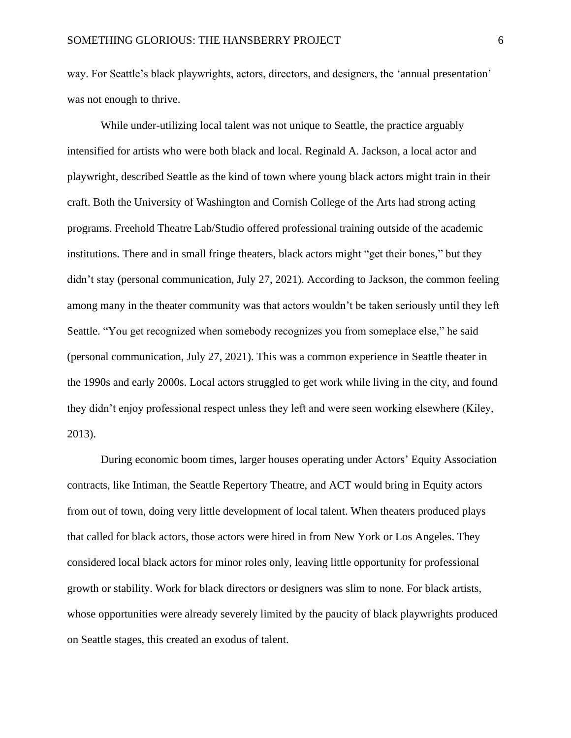way. For Seattle's black playwrights, actors, directors, and designers, the 'annual presentation' was not enough to thrive.

While under-utilizing local talent was not unique to Seattle, the practice arguably intensified for artists who were both black and local. Reginald A. Jackson, a local actor and playwright, described Seattle as the kind of town where young black actors might train in their craft. Both the University of Washington and Cornish College of the Arts had strong acting programs. Freehold Theatre Lab/Studio offered professional training outside of the academic institutions. There and in small fringe theaters, black actors might "get their bones," but they didn't stay (personal communication, July 27, 2021). According to Jackson, the common feeling among many in the theater community was that actors wouldn't be taken seriously until they left Seattle. "You get recognized when somebody recognizes you from someplace else," he said (personal communication, July 27, 2021). This was a common experience in Seattle theater in the 1990s and early 2000s. Local actors struggled to get work while living in the city, and found they didn't enjoy professional respect unless they left and were seen working elsewhere (Kiley, 2013).

During economic boom times, larger houses operating under Actors' Equity Association contracts, like Intiman, the Seattle Repertory Theatre, and ACT would bring in Equity actors from out of town, doing very little development of local talent. When theaters produced plays that called for black actors, those actors were hired in from New York or Los Angeles. They considered local black actors for minor roles only, leaving little opportunity for professional growth or stability. Work for black directors or designers was slim to none. For black artists, whose opportunities were already severely limited by the paucity of black playwrights produced on Seattle stages, this created an exodus of talent.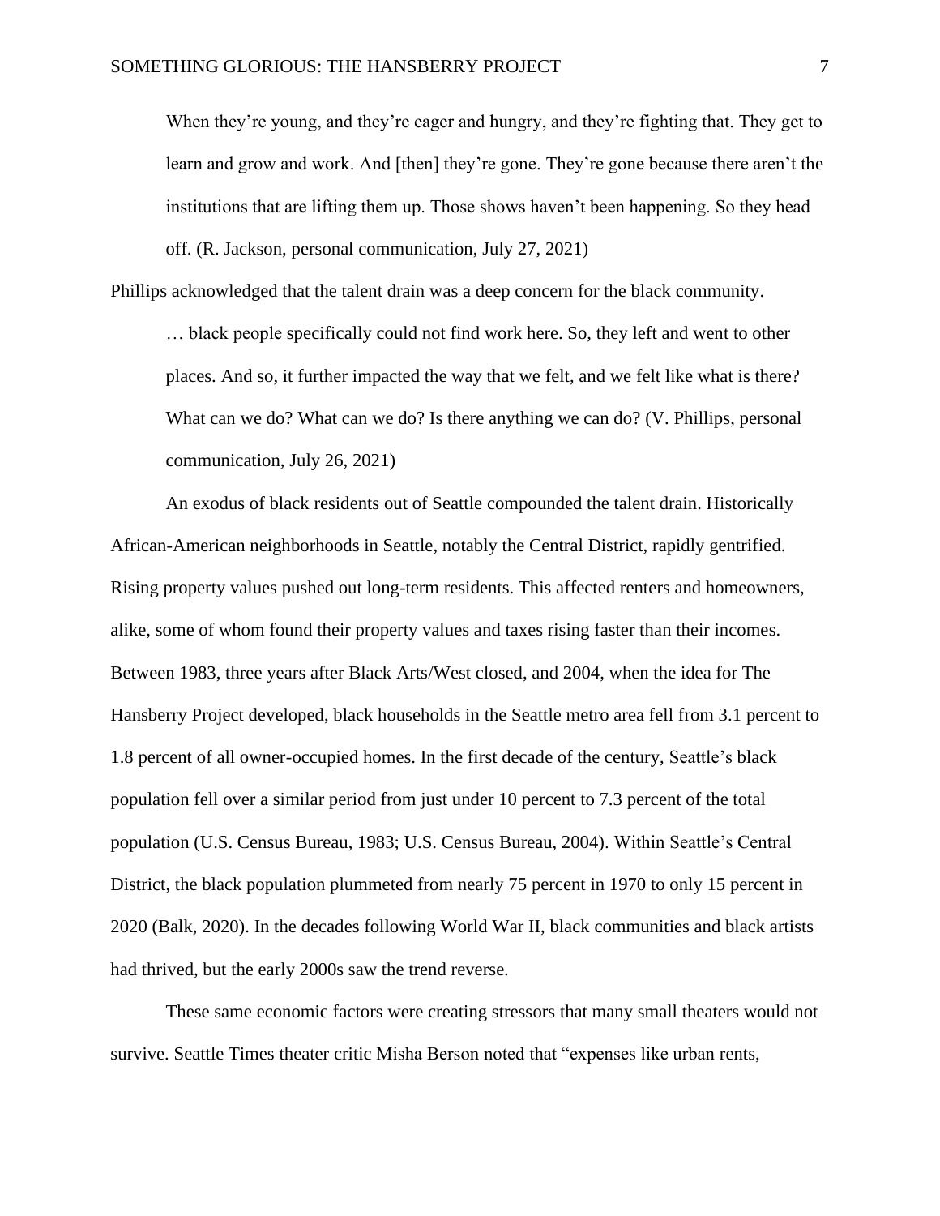> When they're young, and they're eager and hungry, and they're fighting that. They get to learn and grow and work. And [then] they're gone. They're gone because there aren't the institutions that are lifting them up. Those shows haven't been happening. So they head off. (R. Jackson, personal communication, July 27, 2021)

Phillips acknowledged that the talent drain was a deep concern for the black community.

> … black people specifically could not find work here. So, they left and went to other places. And so, it further impacted the way that we felt, and we felt like what is there? What can we do? What can we do? Is there anything we can do? (V. Phillips, personal communication, July 26, 2021)

An exodus of black residents out of Seattle compounded the talent drain. Historically African-American neighborhoods in Seattle, notably the Central District, rapidly gentrified. Rising property values pushed out long-term residents. This affected renters and homeowners, alike, some of whom found their property values and taxes rising faster than their incomes. Between 1983, three years after Black Arts/West closed, and 2004, when the idea for The Hansberry Project developed, black households in the Seattle metro area fell from 3.1 percent to 1.8 percent of all owner-occupied homes. In the first decade of the century, Seattle's black population fell over a similar period from just under 10 percent to 7.3 percent of the total population (U.S. Census Bureau, 1983; U.S. Census Bureau, 2004). Within Seattle's Central District, the black population plummeted from nearly 75 percent in 1970 to only 15 percent in 2020 (Balk, 2020). In the decades following World War II, black communities and black artists had thrived, but the early 2000s saw the trend reverse.

These same economic factors were creating stressors that many small theaters would not survive. Seattle Times theater critic Misha Berson noted that "expenses like urban rents,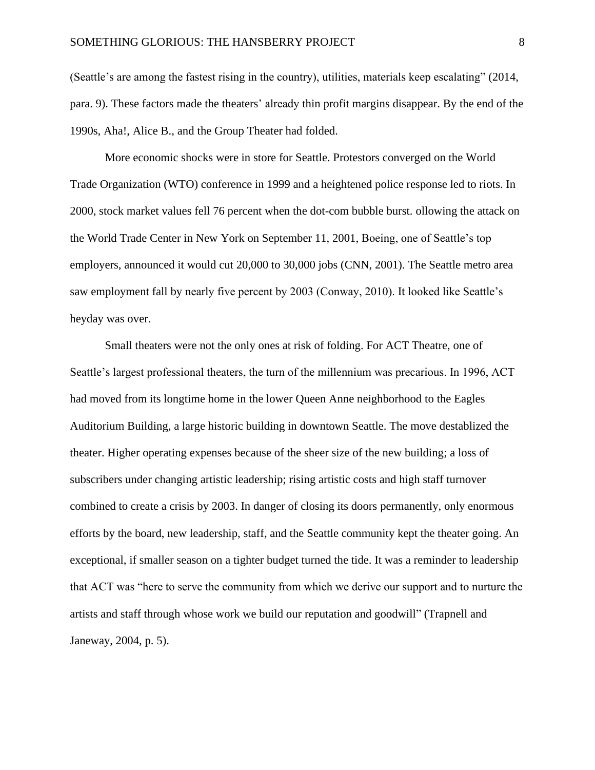(Seattle's are among the fastest rising in the country), utilities, materials keep escalating" (2014, para. 9). These factors made the theaters' already thin profit margins disappear. By the end of the 1990s, Aha!, Alice B., and the Group Theater had folded.

More economic shocks were in store for Seattle. Protestors converged on the World Trade Organization (WTO) conference in 1999 and a heightened police response led to riots. In 2000, stock market values fell 76 percent when the dot-com bubble burst. ollowing the attack on the World Trade Center in New York on September 11, 2001, Boeing, one of Seattle's top employers, announced it would cut 20,000 to 30,000 jobs (CNN, 2001). The Seattle metro area saw employment fall by nearly five percent by 2003 (Conway, 2010). It looked like Seattle's heyday was over.

Small theaters were not the only ones at risk of folding. For ACT Theatre, one of Seattle's largest professional theaters, the turn of the millennium was precarious. In 1996, ACT had moved from its longtime home in the lower Queen Anne neighborhood to the Eagles Auditorium Building, a large historic building in downtown Seattle. The move destablized the theater. Higher operating expenses because of the sheer size of the new building; a loss of subscribers under changing artistic leadership; rising artistic costs and high staff turnover combined to create a crisis by 2003. In danger of closing its doors permanently, only enormous efforts by the board, new leadership, staff, and the Seattle community kept the theater going. An exceptional, if smaller season on a tighter budget turned the tide. It was a reminder to leadership that ACT was "here to serve the community from which we derive our support and to nurture the artists and staff through whose work we build our reputation and goodwill" (Trapnell and Janeway, 2004, p. 5).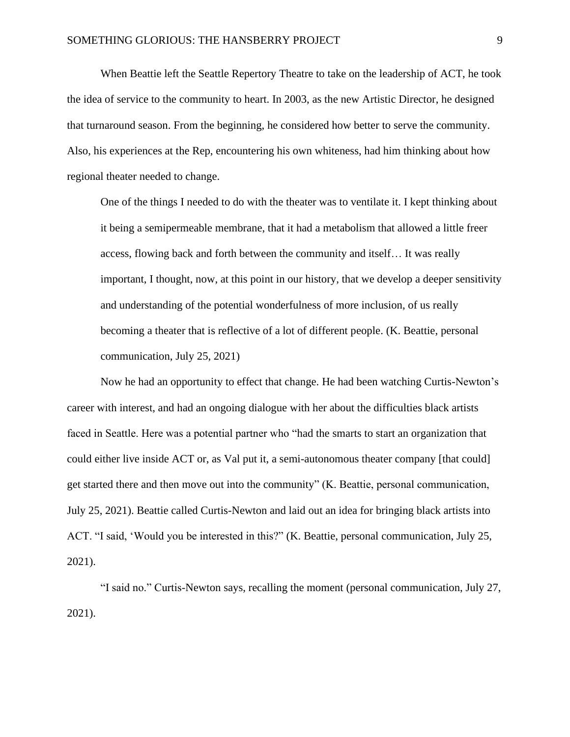When Beattie left the Seattle Repertory Theatre to take on the leadership of ACT, he took the idea of service to the community to heart. In 2003, as the new Artistic Director, he designed that turnaround season. From the beginning, he considered how better to serve the community. Also, his experiences at the Rep, encountering his own whiteness, had him thinking about how regional theater needed to change.

> One of the things I needed to do with the theater was to ventilate it. I kept thinking about it being a semipermeable membrane, that it had a metabolism that allowed a little freer access, flowing back and forth between the community and itself… It was really important, I thought, now, at this point in our history, that we develop a deeper sensitivity and understanding of the potential wonderfulness of more inclusion, of us really becoming a theater that is reflective of a lot of different people. (K. Beattie, personal communication, July 25, 2021)

Now he had an opportunity to effect that change. He had been watching Curtis-Newton's career with interest, and had an ongoing dialogue with her about the difficulties black artists faced in Seattle. Here was a potential partner who "had the smarts to start an organization that could either live inside ACT or, as Val put it, a semi-autonomous theater company [that could] get started there and then move out into the community" (K. Beattie, personal communication, July 25, 2021). Beattie called Curtis-Newton and laid out an idea for bringing black artists into ACT. "I said, 'Would you be interested in this?" (K. Beattie, personal communication, July 25, 2021).

"I said no." Curtis-Newton says, recalling the moment (personal communication, July 27, 2021).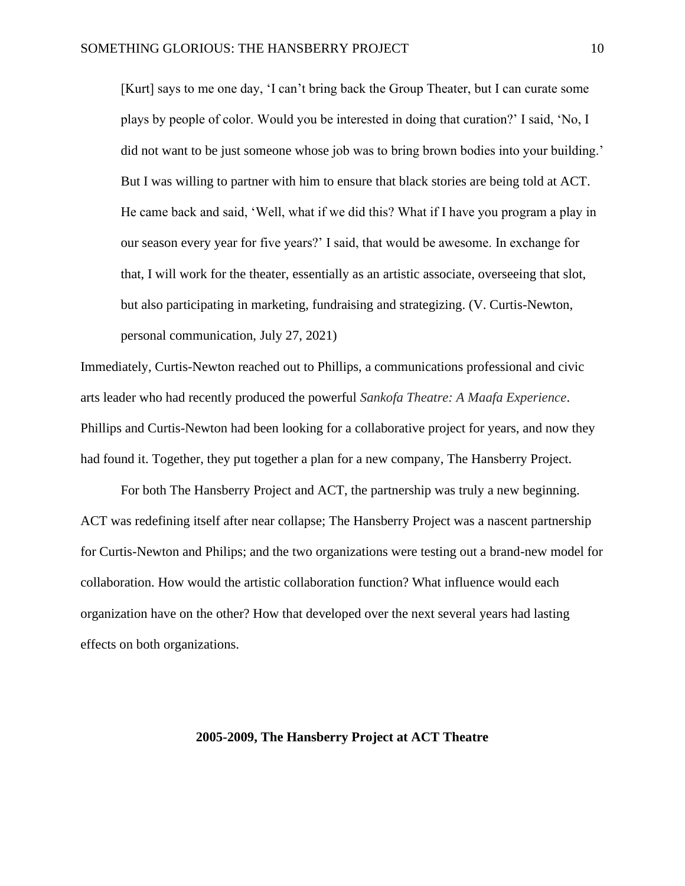> [Kurt] says to me one day, 'I can't bring back the Group Theater, but I can curate some plays by people of color. Would you be interested in doing that curation?' I said, 'No, I did not want to be just someone whose job was to bring brown bodies into your building.' But I was willing to partner with him to ensure that black stories are being told at ACT. He came back and said, 'Well, what if we did this? What if I have you program a play in our season every year for five years?' I said, that would be awesome. In exchange for that, I will work for the theater, essentially as an artistic associate, overseeing that slot, but also participating in marketing, fundraising and strategizing. (V. Curtis-Newton, personal communication, July 27, 2021)

Immediately, Curtis-Newton reached out to Phillips, a communications professional and civic arts leader who had recently produced the powerful *Sankofa Theatre: A Maafa Experience*. Phillips and Curtis-Newton had been looking for a collaborative project for years, and now they had found it. Together, they put together a plan for a new company, The Hansberry Project.

For both The Hansberry Project and ACT, the partnership was truly a new beginning. ACT was redefining itself after near collapse; The Hansberry Project was a nascent partnership for Curtis-Newton and Philips; and the two organizations were testing out a brand-new model for collaboration. How would the artistic collaboration function? What influence would each organization have on the other? How that developed over the next several years had lasting effects on both organizations.

## 2005-2009, The Hansberry Project at ACT Theatre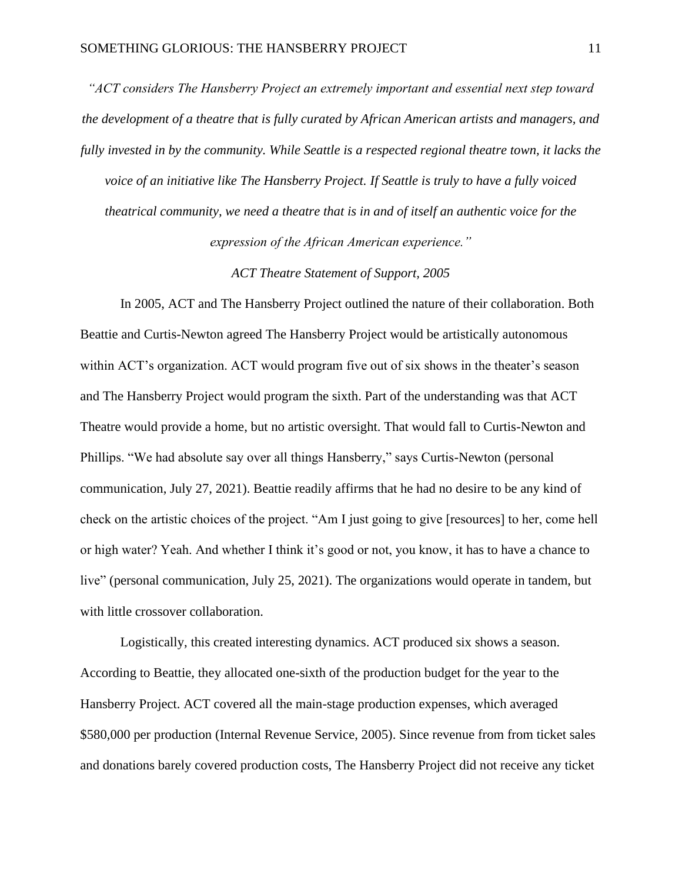*"ACT considers The Hansberry Project an extremely important and essential next step toward the development of a theatre that is fully curated by African American artists and managers, and fully invested in by the community. While Seattle is a respected regional theatre town, it lacks the voice of an initiative like The Hansberry Project. If Seattle is truly to have a fully voiced theatrical community, we need a theatre that is in and of itself an authentic voice for the expression of the African American experience."*

*ACT Theatre Statement of Support, 2005*

In 2005, ACT and The Hansberry Project outlined the nature of their collaboration. Both Beattie and Curtis-Newton agreed The Hansberry Project would be artistically autonomous within ACT's organization. ACT would program five out of six shows in the theater's season and The Hansberry Project would program the sixth. Part of the understanding was that ACT Theatre would provide a home, but no artistic oversight. That would fall to Curtis-Newton and Phillips. "We had absolute say over all things Hansberry," says Curtis-Newton (personal communication, July 27, 2021). Beattie readily affirms that he had no desire to be any kind of check on the artistic choices of the project. "Am I just going to give [resources] to her, come hell or high water? Yeah. And whether I think it's good or not, you know, it has to have a chance to live" (personal communication, July 25, 2021). The organizations would operate in tandem, but with little crossover collaboration.

Logistically, this created interesting dynamics. ACT produced six shows a season. According to Beattie, they allocated one-sixth of the production budget for the year to the Hansberry Project. ACT covered all the main-stage production expenses, which averaged $580,000 per production (Internal Revenue Service, 2005). Since revenue from from ticket sales and donations barely covered production costs, The Hansberry Project did not receive any ticket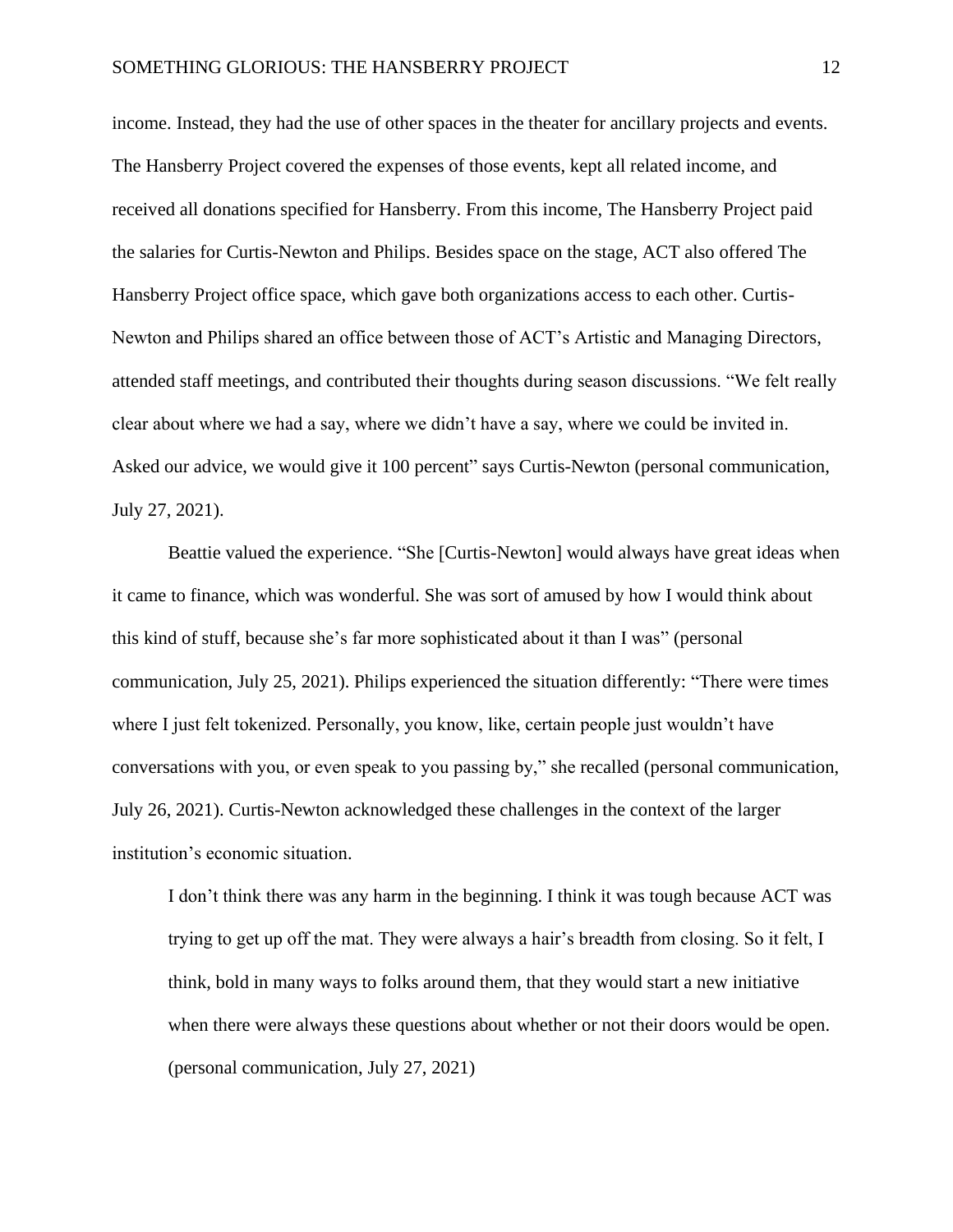income. Instead, they had the use of other spaces in the theater for ancillary projects and events. The Hansberry Project covered the expenses of those events, kept all related income, and received all donations specified for Hansberry. From this income, The Hansberry Project paid the salaries for Curtis-Newton and Philips. Besides space on the stage, ACT also offered The Hansberry Project office space, which gave both organizations access to each other. Curtis-Newton and Philips shared an office between those of ACT's Artistic and Managing Directors, attended staff meetings, and contributed their thoughts during season discussions. "We felt really clear about where we had a say, where we didn't have a say, where we could be invited in. Asked our advice, we would give it 100 percent" says Curtis-Newton (personal communication, July 27, 2021).

Beattie valued the experience. "She [Curtis-Newton] would always have great ideas when it came to finance, which was wonderful. She was sort of amused by how I would think about this kind of stuff, because she's far more sophisticated about it than I was" (personal communication, July 25, 2021). Philips experienced the situation differently: "There were times where I just felt tokenized. Personally, you know, like, certain people just wouldn't have conversations with you, or even speak to you passing by," she recalled (personal communication, July 26, 2021). Curtis-Newton acknowledged these challenges in the context of the larger institution's economic situation.

> I don't think there was any harm in the beginning. I think it was tough because ACT was trying to get up off the mat. They were always a hair's breadth from closing. So it felt, I think, bold in many ways to folks around them, that they would start a new initiative when there were always these questions about whether or not their doors would be open. (personal communication, July 27, 2021)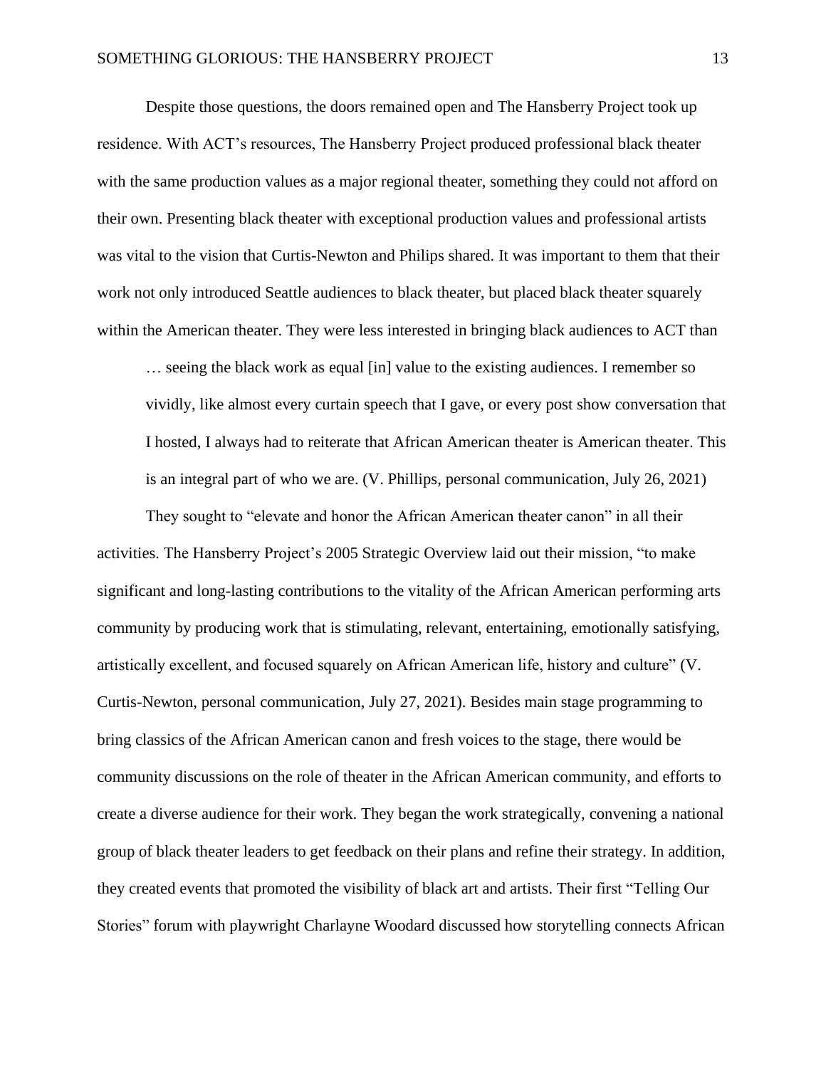Despite those questions, the doors remained open and The Hansberry Project took up residence. With ACT's resources, The Hansberry Project produced professional black theater with the same production values as a major regional theater, something they could not afford on their own. Presenting black theater with exceptional production values and professional artists was vital to the vision that Curtis-Newton and Philips shared. It was important to them that their work not only introduced Seattle audiences to black theater, but placed black theater squarely within the American theater. They were less interested in bringing black audiences to ACT than

> … seeing the black work as equal [in] value to the existing audiences. I remember so vividly, like almost every curtain speech that I gave, or every post show conversation that I hosted, I always had to reiterate that African American theater is American theater. This is an integral part of who we are. (V. Phillips, personal communication, July 26, 2021)

They sought to "elevate and honor the African American theater canon" in all their activities. The Hansberry Project's 2005 Strategic Overview laid out their mission, "to make significant and long-lasting contributions to the vitality of the African American performing arts community by producing work that is stimulating, relevant, entertaining, emotionally satisfying, artistically excellent, and focused squarely on African American life, history and culture" (V. Curtis-Newton, personal communication, July 27, 2021). Besides main stage programming to bring classics of the African American canon and fresh voices to the stage, there would be community discussions on the role of theater in the African American community, and efforts to create a diverse audience for their work. They began the work strategically, convening a national group of black theater leaders to get feedback on their plans and refine their strategy. In addition, they created events that promoted the visibility of black art and artists. Their first "Telling Our Stories" forum with playwright Charlayne Woodard discussed how storytelling connects African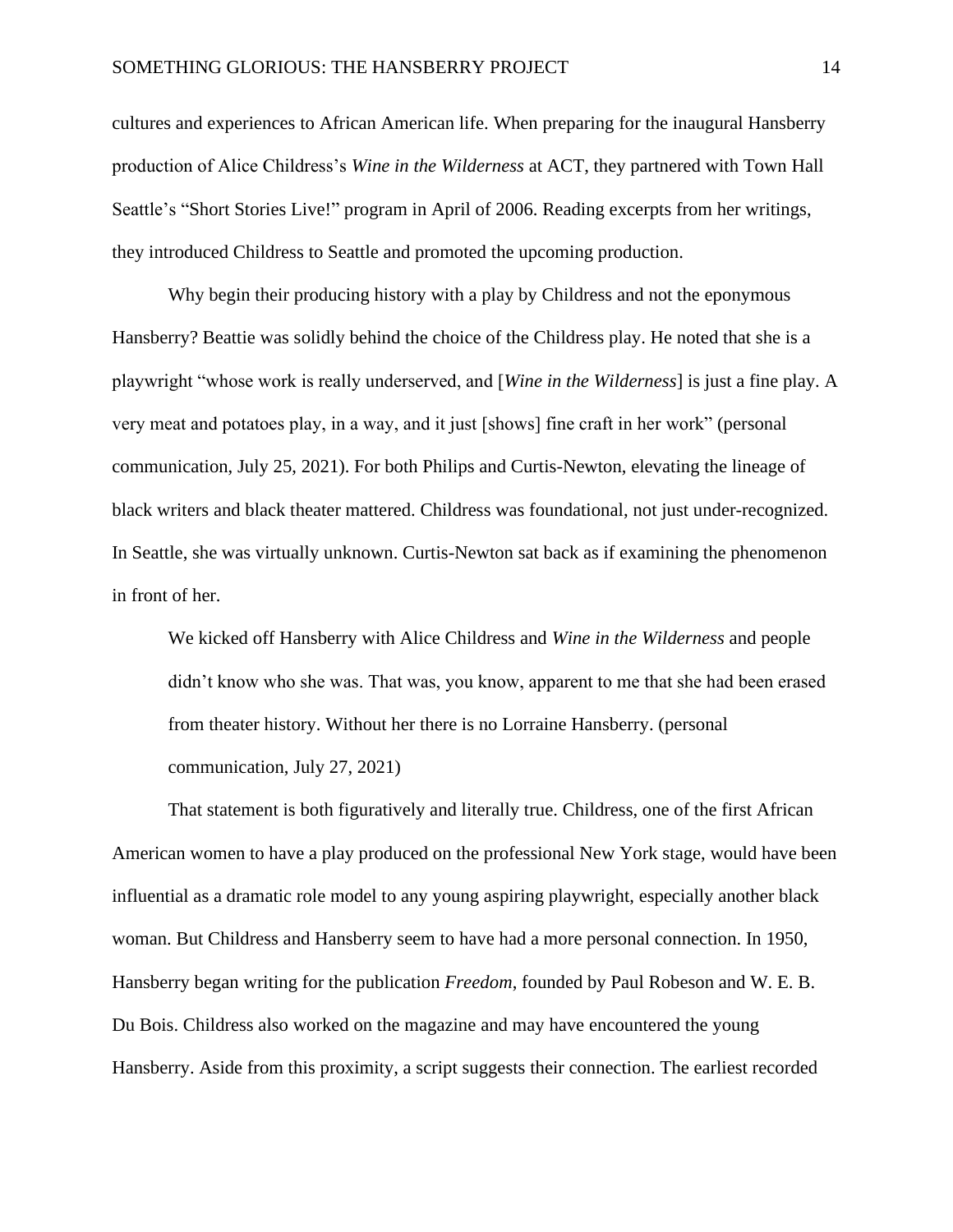cultures and experiences to African American life. When preparing for the inaugural Hansberry production of Alice Childress's *Wine in the Wilderness* at ACT, they partnered with Town Hall Seattle's "Short Stories Live!" program in April of 2006. Reading excerpts from her writings, they introduced Childress to Seattle and promoted the upcoming production.

Why begin their producing history with a play by Childress and not the eponymous Hansberry? Beattie was solidly behind the choice of the Childress play. He noted that she is a playwright "whose work is really underserved, and [*Wine in the Wilderness*] is just a fine play. A very meat and potatoes play, in a way, and it just [shows] fine craft in her work" (personal communication, July 25, 2021). For both Philips and Curtis-Newton, elevating the lineage of black writers and black theater mattered. Childress was foundational, not just under-recognized. In Seattle, she was virtually unknown. Curtis-Newton sat back as if examining the phenomenon in front of her.

> We kicked off Hansberry with Alice Childress and *Wine in the Wilderness* and people didn't know who she was. That was, you know, apparent to me that she had been erased from theater history. Without her there is no Lorraine Hansberry. (personal communication, July 27, 2021)

That statement is both figuratively and literally true. Childress, one of the first African American women to have a play produced on the professional New York stage, would have been influential as a dramatic role model to any young aspiring playwright, especially another black woman. But Childress and Hansberry seem to have had a more personal connection. In 1950, Hansberry began writing for the publication *Freedom*, founded by Paul Robeson and W. E. B. Du Bois. Childress also worked on the magazine and may have encountered the young Hansberry. Aside from this proximity, a script suggests their connection. The earliest recorded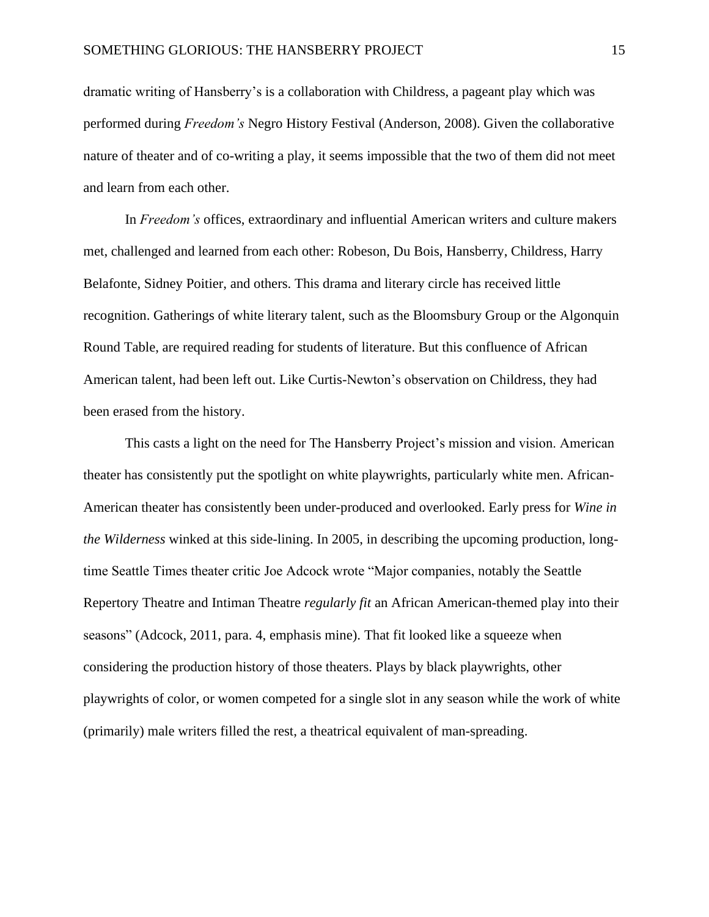dramatic writing of Hansberry's is a collaboration with Childress, a pageant play which was performed during *Freedom's* Negro History Festival (Anderson, 2008). Given the collaborative nature of theater and of co-writing a play, it seems impossible that the two of them did not meet and learn from each other.

In *Freedom's* offices, extraordinary and influential American writers and culture makers met, challenged and learned from each other: Robeson, Du Bois, Hansberry, Childress, Harry Belafonte, Sidney Poitier, and others. This drama and literary circle has received little recognition. Gatherings of white literary talent, such as the Bloomsbury Group or the Algonquin Round Table, are required reading for students of literature. But this confluence of African American talent, had been left out. Like Curtis-Newton's observation on Childress, they had been erased from the history.

This casts a light on the need for The Hansberry Project's mission and vision. American theater has consistently put the spotlight on white playwrights, particularly white men. African-American theater has consistently been under-produced and overlooked. Early press for *Wine in the Wilderness* winked at this side-lining. In 2005, in describing the upcoming production, long-time Seattle Times theater critic Joe Adcock wrote "Major companies, notably the Seattle Repertory Theatre and Intiman Theatre *regularly fit* an African American-themed play into their seasons" (Adcock, 2011, para. 4, emphasis mine). That fit looked like a squeeze when considering the production history of those theaters. Plays by black playwrights, other playwrights of color, or women competed for a single slot in any season while the work of white (primarily) male writers filled the rest, a theatrical equivalent of man-spreading.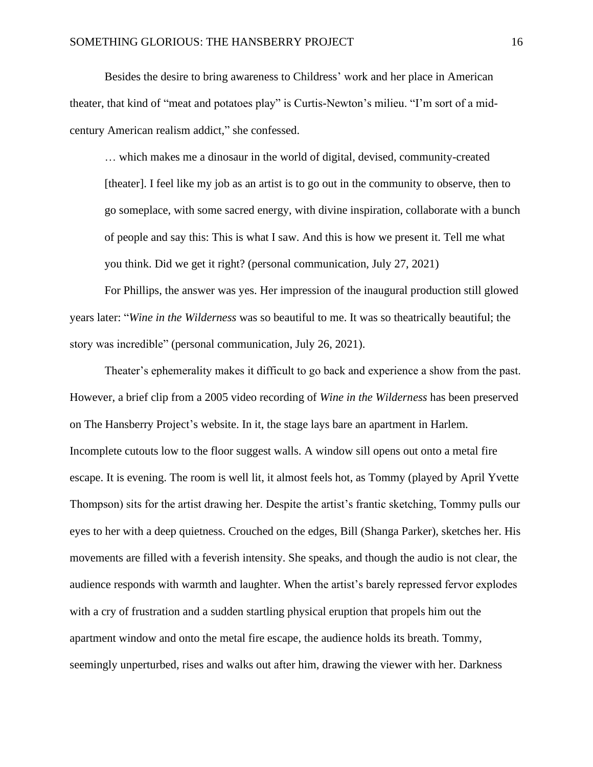Besides the desire to bring awareness to Childress' work and her place in American theater, that kind of "meat and potatoes play" is Curtis-Newton's milieu. "I'm sort of a mid-century American realism addict," she confessed.

> … which makes me a dinosaur in the world of digital, devised, community-created [theater]. I feel like my job as an artist is to go out in the community to observe, then to go someplace, with some sacred energy, with divine inspiration, collaborate with a bunch of people and say this: This is what I saw. And this is how we present it. Tell me what you think. Did we get it right? (personal communication, July 27, 2021)

For Phillips, the answer was yes. Her impression of the inaugural production still glowed years later: "*Wine in the Wilderness* was so beautiful to me. It was so theatrically beautiful; the story was incredible" (personal communication, July 26, 2021).

Theater's ephemerality makes it difficult to go back and experience a show from the past. However, a brief clip from a 2005 video recording of *Wine in the Wilderness* has been preserved on The Hansberry Project's website. In it, the stage lays bare an apartment in Harlem. Incomplete cutouts low to the floor suggest walls. A window sill opens out onto a metal fire escape. It is evening. The room is well lit, it almost feels hot, as Tommy (played by April Yvette Thompson) sits for the artist drawing her. Despite the artist's frantic sketching, Tommy pulls our eyes to her with a deep quietness. Crouched on the edges, Bill (Shanga Parker), sketches her. His movements are filled with a feverish intensity. She speaks, and though the audio is not clear, the audience responds with warmth and laughter. When the artist's barely repressed fervor explodes with a cry of frustration and a sudden startling physical eruption that propels him out the apartment window and onto the metal fire escape, the audience holds its breath. Tommy, seemingly unperturbed, rises and walks out after him, drawing the viewer with her. Darkness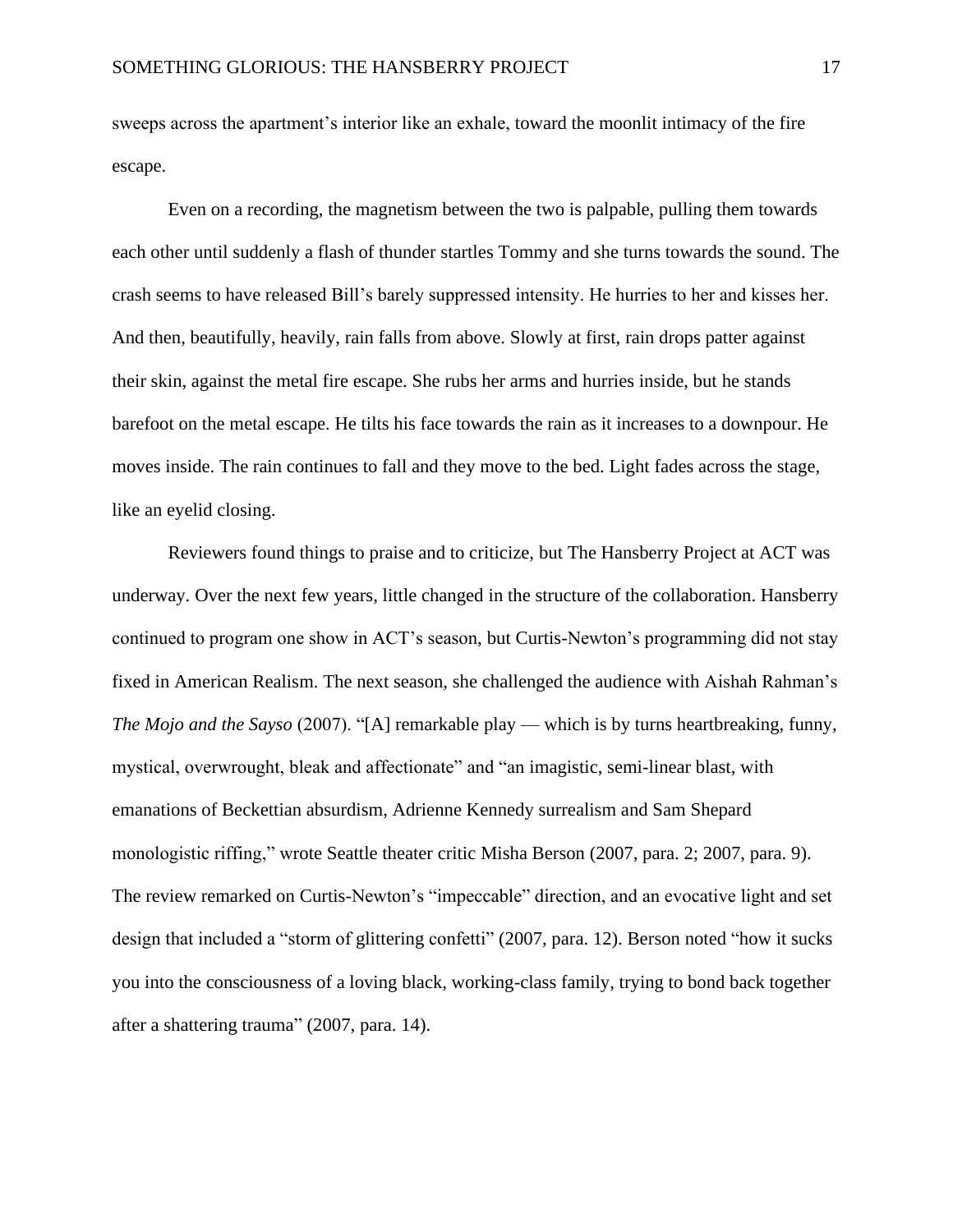sweeps across the apartment's interior like an exhale, toward the moonlit intimacy of the fire escape.

Even on a recording, the magnetism between the two is palpable, pulling them towards each other until suddenly a flash of thunder startles Tommy and she turns towards the sound. The crash seems to have released Bill's barely suppressed intensity. He hurries to her and kisses her. And then, beautifully, heavily, rain falls from above. Slowly at first, rain drops patter against their skin, against the metal fire escape. She rubs her arms and hurries inside, but he stands barefoot on the metal escape. He tilts his face towards the rain as it increases to a downpour. He moves inside. The rain continues to fall and they move to the bed. Light fades across the stage, like an eyelid closing.

Reviewers found things to praise and to criticize, but The Hansberry Project at ACT was underway. Over the next few years, little changed in the structure of the collaboration. Hansberry continued to program one show in ACT's season, but Curtis-Newton's programming did not stay fixed in American Realism. The next season, she challenged the audience with Aishah Rahman's *The Mojo and the Sayso* (2007). "[A] remarkable play — which is by turns heartbreaking, funny, mystical, overwrought, bleak and affectionate" and "an imagistic, semi-linear blast, with emanations of Beckettian absurdism, Adrienne Kennedy surrealism and Sam Shepard monologistic riffing," wrote Seattle theater critic Misha Berson (2007, para. 2; 2007, para. 9). The review remarked on Curtis-Newton's "impeccable" direction, and an evocative light and set design that included a "storm of glittering confetti" (2007, para. 12). Berson noted "how it sucks you into the consciousness of a loving black, working-class family, trying to bond back together after a shattering trauma" (2007, para. 14).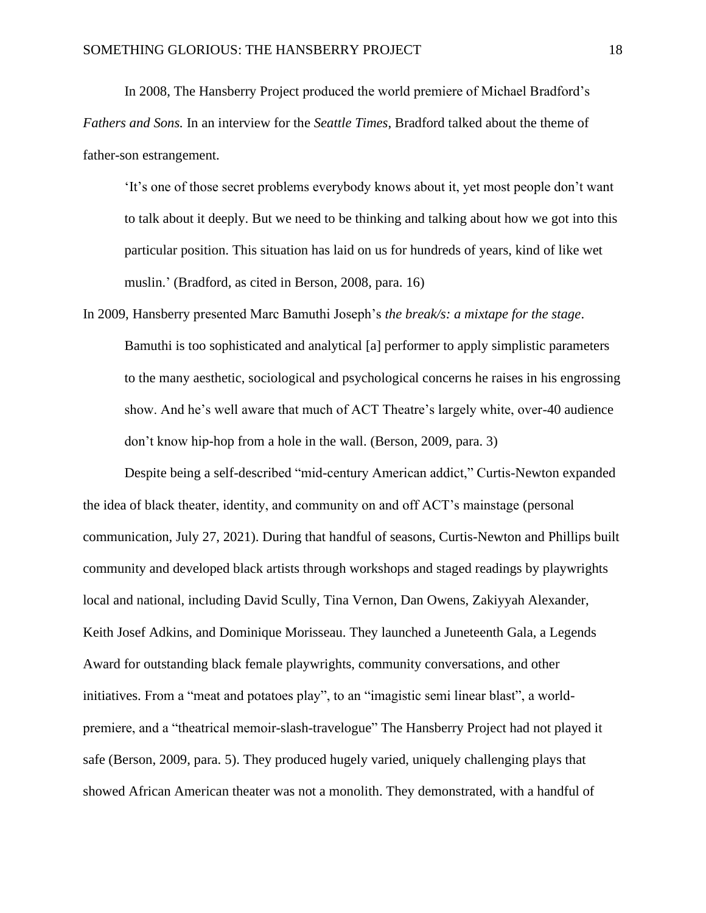In 2008, The Hansberry Project produced the world premiere of Michael Bradford's *Fathers and Sons.* In an interview for the *Seattle Times*, Bradford talked about the theme of father-son estrangement.

> 'It's one of those secret problems everybody knows about it, yet most people don't want to talk about it deeply. But we need to be thinking and talking about how we got into this particular position. This situation has laid on us for hundreds of years, kind of like wet muslin.' (Bradford, as cited in Berson, 2008, para. 16)

In 2009, Hansberry presented Marc Bamuthi Joseph's *the break/s: a mixtape for the stage*.

> Bamuthi is too sophisticated and analytical [a] performer to apply simplistic parameters to the many aesthetic, sociological and psychological concerns he raises in his engrossing show. And he's well aware that much of ACT Theatre's largely white, over-40 audience don't know hip-hop from a hole in the wall. (Berson, 2009, para. 3)

Despite being a self-described "mid-century American addict," Curtis-Newton expanded the idea of black theater, identity, and community on and off ACT's mainstage (personal communication, July 27, 2021). During that handful of seasons, Curtis-Newton and Phillips built community and developed black artists through workshops and staged readings by playwrights local and national, including David Scully, Tina Vernon, Dan Owens, Zakiyyah Alexander, Keith Josef Adkins, and Dominique Morisseau. They launched a Juneteenth Gala, a Legends Award for outstanding black female playwrights, community conversations, and other initiatives. From a "meat and potatoes play", to an "imagistic semi linear blast", a world-premiere, and a "theatrical memoir-slash-travelogue" The Hansberry Project had not played it safe (Berson, 2009, para. 5). They produced hugely varied, uniquely challenging plays that showed African American theater was not a monolith. They demonstrated, with a handful of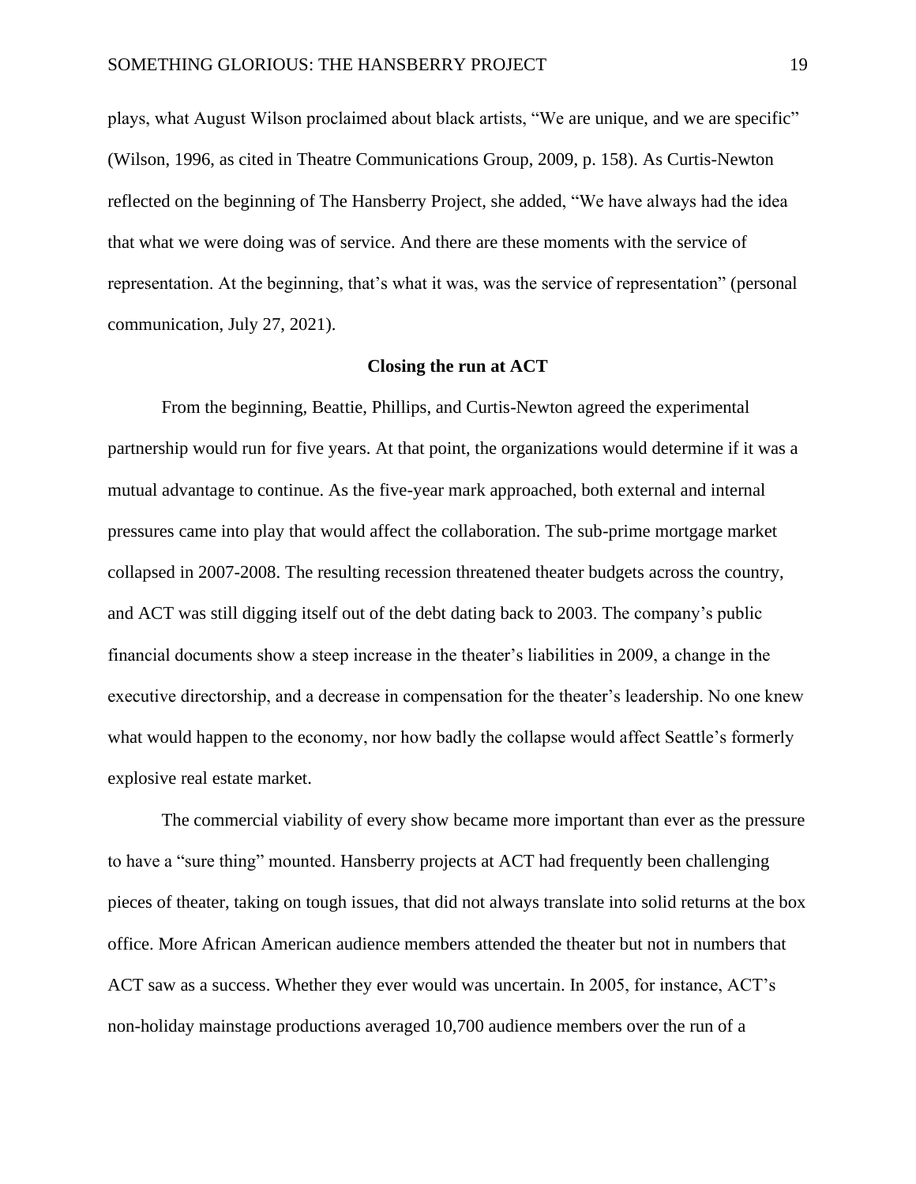plays, what August Wilson proclaimed about black artists, "We are unique, and we are specific" (Wilson, 1996, as cited in Theatre Communications Group, 2009, p. 158). As Curtis-Newton reflected on the beginning of The Hansberry Project, she added, "We have always had the idea that what we were doing was of service. And there are these moments with the service of representation. At the beginning, that's what it was, was the service of representation" (personal communication, July 27, 2021).

### Closing the run at ACT

From the beginning, Beattie, Phillips, and Curtis-Newton agreed the experimental partnership would run for five years. At that point, the organizations would determine if it was a mutual advantage to continue. As the five-year mark approached, both external and internal pressures came into play that would affect the collaboration. The sub-prime mortgage market collapsed in 2007-2008. The resulting recession threatened theater budgets across the country, and ACT was still digging itself out of the debt dating back to 2003. The company's public financial documents show a steep increase in the theater's liabilities in 2009, a change in the executive directorship, and a decrease in compensation for the theater's leadership. No one knew what would happen to the economy, nor how badly the collapse would affect Seattle's formerly explosive real estate market.

The commercial viability of every show became more important than ever as the pressure to have a "sure thing" mounted. Hansberry projects at ACT had frequently been challenging pieces of theater, taking on tough issues, that did not always translate into solid returns at the box office. More African American audience members attended the theater but not in numbers that ACT saw as a success. Whether they ever would was uncertain. In 2005, for instance, ACT's non-holiday mainstage productions averaged 10,700 audience members over the run of a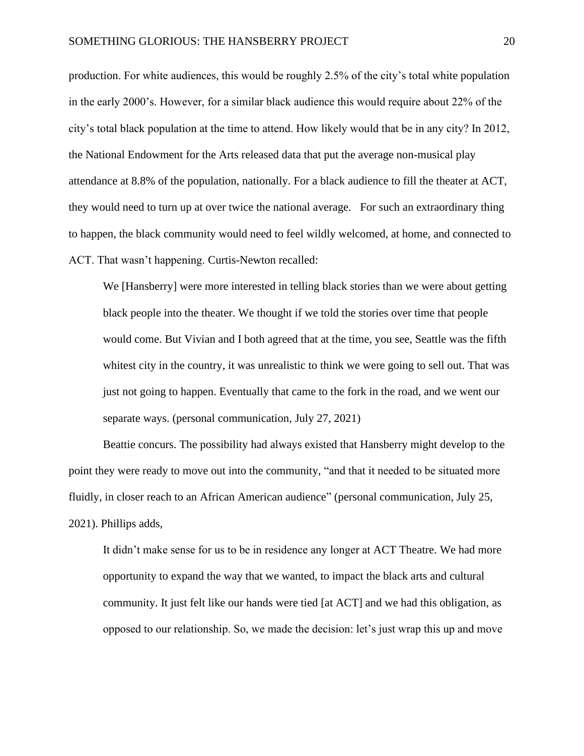production. For white audiences, this would be roughly 2.5% of the city's total white population in the early 2000's. However, for a similar black audience this would require about 22% of the city's total black population at the time to attend. How likely would that be in any city? In 2012, the National Endowment for the Arts released data that put the average non-musical play attendance at 8.8% of the population, nationally. For a black audience to fill the theater at ACT, they would need to turn up at over twice the national average. For such an extraordinary thing to happen, the black community would need to feel wildly welcomed, at home, and connected to ACT. That wasn't happening. Curtis-Newton recalled:

> We [Hansberry] were more interested in telling black stories than we were about getting black people into the theater. We thought if we told the stories over time that people would come. But Vivian and I both agreed that at the time, you see, Seattle was the fifth whitest city in the country, it was unrealistic to think we were going to sell out. That was just not going to happen. Eventually that came to the fork in the road, and we went our separate ways. (personal communication, July 27, 2021)

Beattie concurs. The possibility had always existed that Hansberry might develop to the point they were ready to move out into the community, "and that it needed to be situated more fluidly, in closer reach to an African American audience" (personal communication, July 25, 2021). Phillips adds,

> It didn't make sense for us to be in residence any longer at ACT Theatre. We had more opportunity to expand the way that we wanted, to impact the black arts and cultural community. It just felt like our hands were tied [at ACT] and we had this obligation, as opposed to our relationship. So, we made the decision: let's just wrap this up and move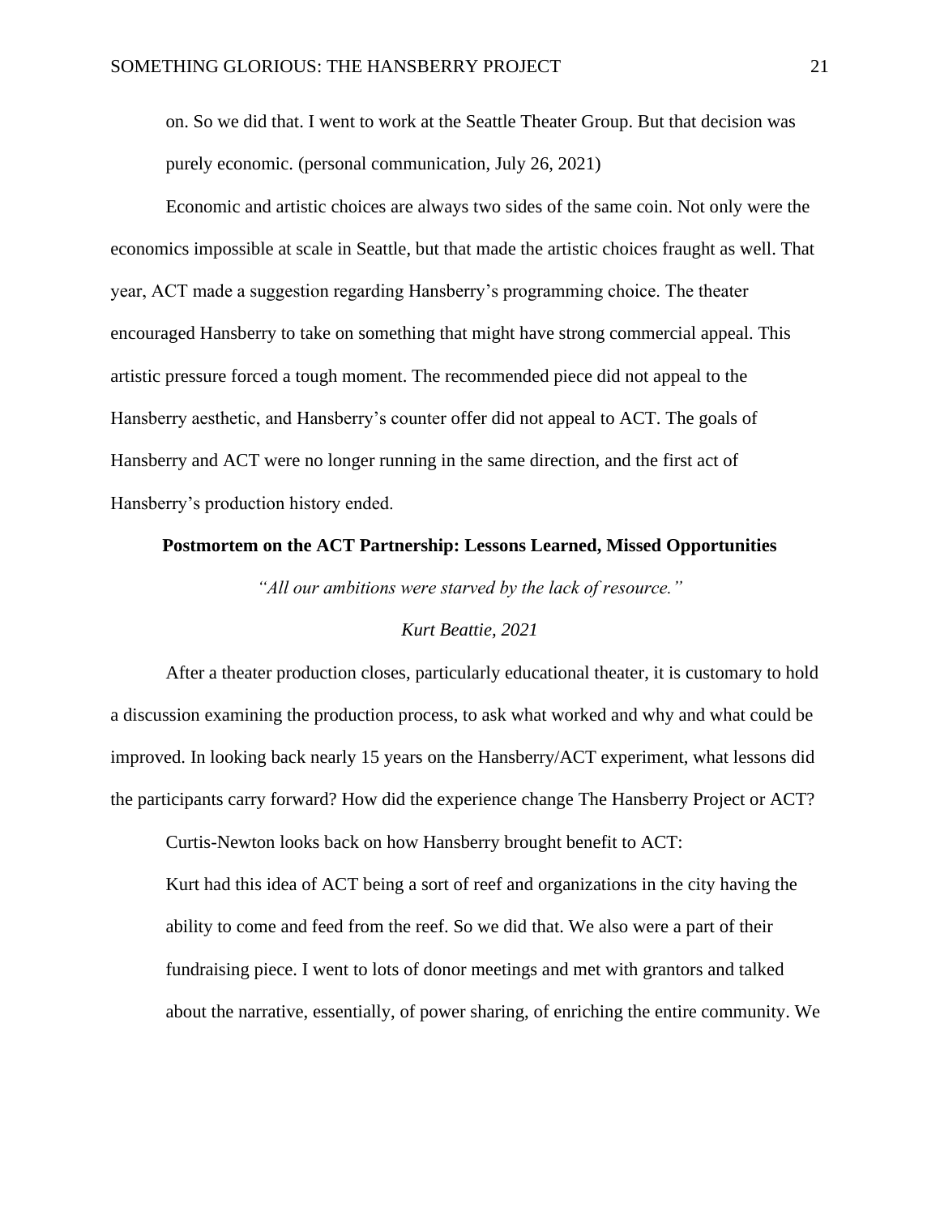on. So we did that. I went to work at the Seattle Theater Group. But that decision was purely economic. (personal communication, July 26, 2021)

Economic and artistic choices are always two sides of the same coin. Not only were the economics impossible at scale in Seattle, but that made the artistic choices fraught as well. That year, ACT made a suggestion regarding Hansberry's programming choice. The theater encouraged Hansberry to take on something that might have strong commercial appeal. This artistic pressure forced a tough moment. The recommended piece did not appeal to the Hansberry aesthetic, and Hansberry's counter offer did not appeal to ACT. The goals of Hansberry and ACT were no longer running in the same direction, and the first act of Hansberry's production history ended.

## Postmortem on the ACT Partnership: Lessons Learned, Missed Opportunities

*"All our ambitions were starved by the lack of resource."*

*Kurt Beattie, 2021*

After a theater production closes, particularly educational theater, it is customary to hold a discussion examining the production process, to ask what worked and why and what could be improved. In looking back nearly 15 years on the Hansberry/ACT experiment, what lessons did the participants carry forward? How did the experience change The Hansberry Project or ACT?

Curtis-Newton looks back on how Hansberry brought benefit to ACT:

> Kurt had this idea of ACT being a sort of reef and organizations in the city having the ability to come and feed from the reef. So we did that. We also were a part of their fundraising piece. I went to lots of donor meetings and met with grantors and talked about the narrative, essentially, of power sharing, of enriching the entire community. We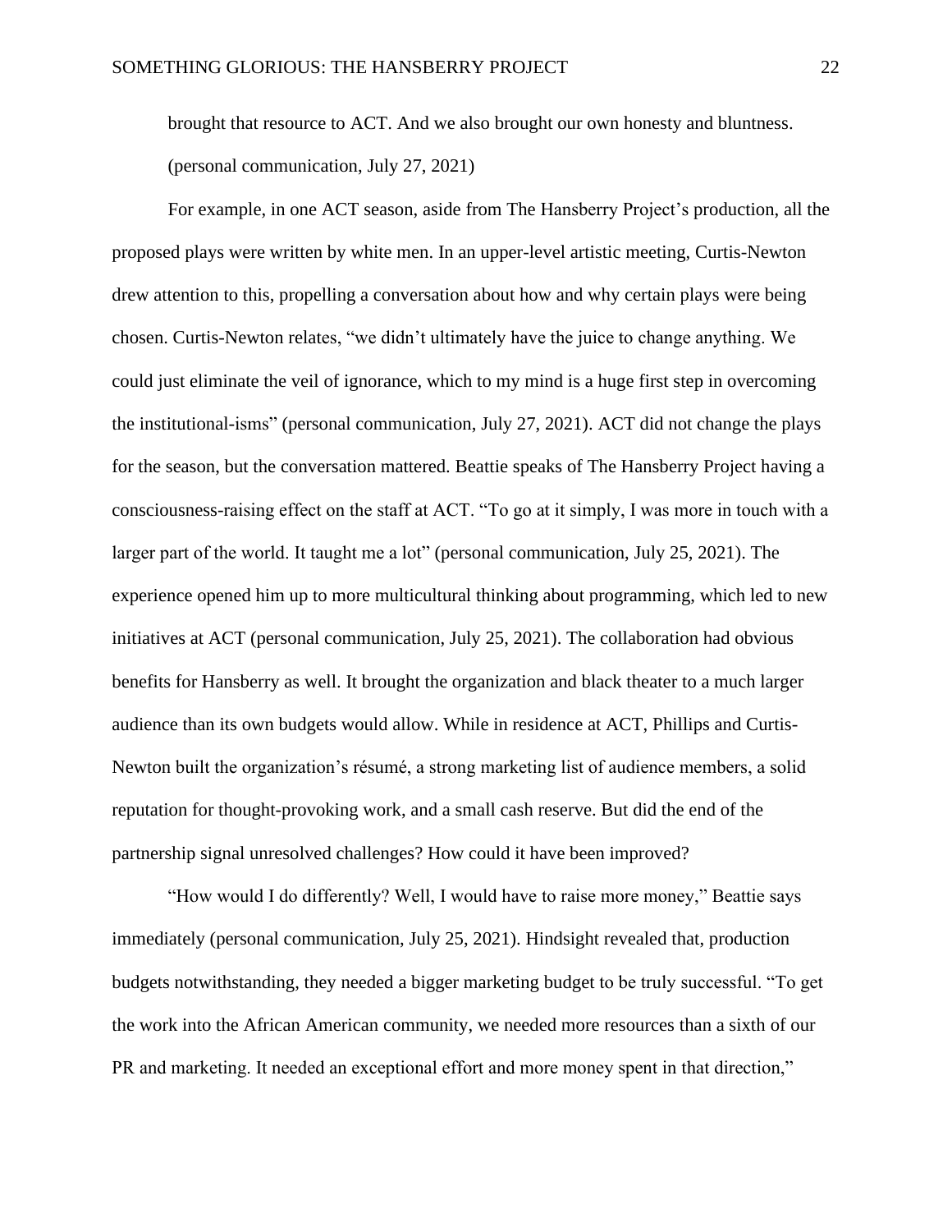brought that resource to ACT. And we also brought our own honesty and bluntness. (personal communication, July 27, 2021)

For example, in one ACT season, aside from The Hansberry Project's production, all the proposed plays were written by white men. In an upper-level artistic meeting, Curtis-Newton drew attention to this, propelling a conversation about how and why certain plays were being chosen. Curtis-Newton relates, "we didn't ultimately have the juice to change anything. We could just eliminate the veil of ignorance, which to my mind is a huge first step in overcoming the institutional-isms" (personal communication, July 27, 2021). ACT did not change the plays for the season, but the conversation mattered. Beattie speaks of The Hansberry Project having a consciousness-raising effect on the staff at ACT. "To go at it simply, I was more in touch with a larger part of the world. It taught me a lot" (personal communication, July 25, 2021). The experience opened him up to more multicultural thinking about programming, which led to new initiatives at ACT (personal communication, July 25, 2021). The collaboration had obvious benefits for Hansberry as well. It brought the organization and black theater to a much larger audience than its own budgets would allow. While in residence at ACT, Phillips and Curtis-Newton built the organization's résumé, a strong marketing list of audience members, a solid reputation for thought-provoking work, and a small cash reserve. But did the end of the partnership signal unresolved challenges? How could it have been improved?

"How would I do differently? Well, I would have to raise more money," Beattie says immediately (personal communication, July 25, 2021). Hindsight revealed that, production budgets notwithstanding, they needed a bigger marketing budget to be truly successful. "To get the work into the African American community, we needed more resources than a sixth of our PR and marketing. It needed an exceptional effort and more money spent in that direction,"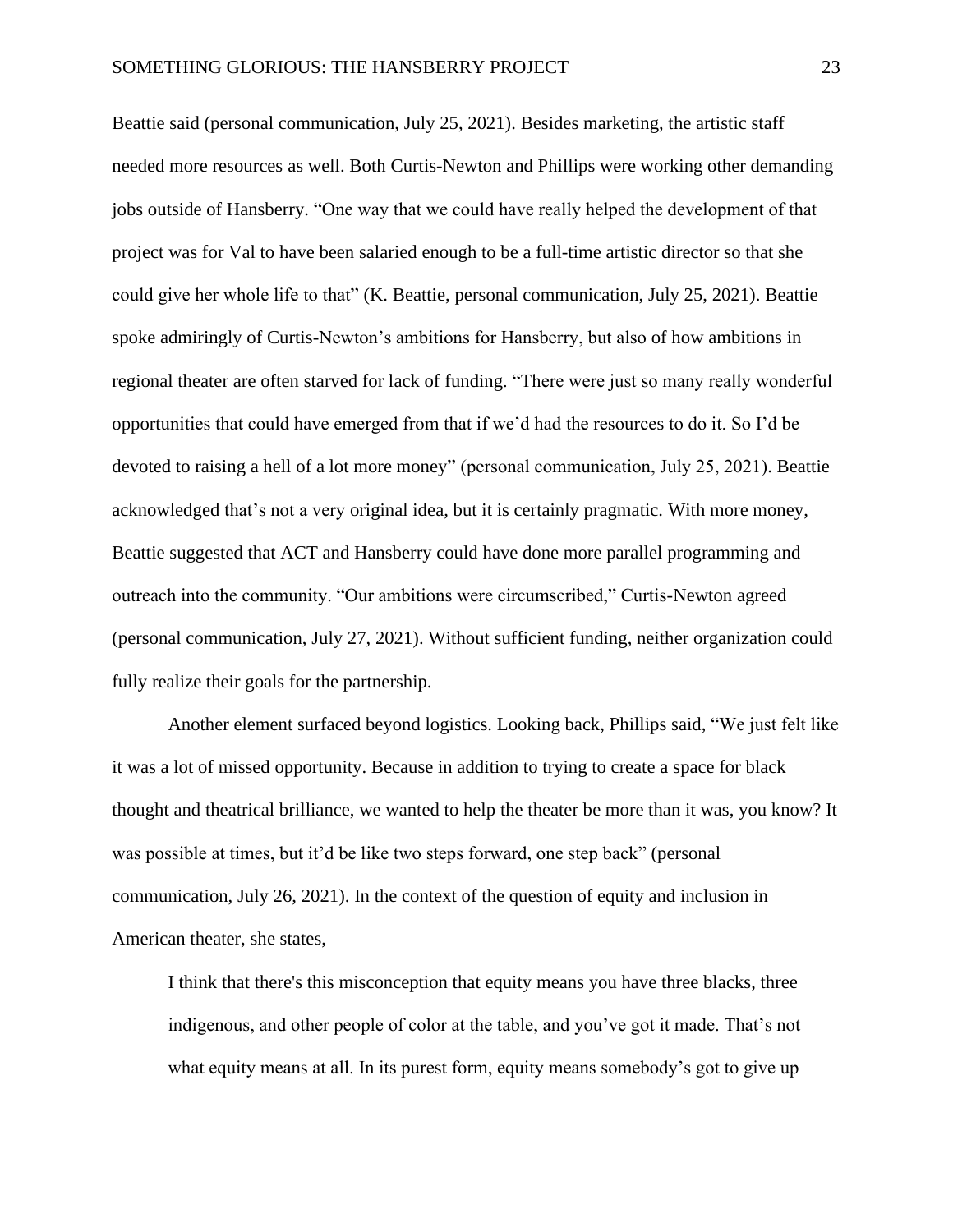Beattie said (personal communication, July 25, 2021). Besides marketing, the artistic staff needed more resources as well. Both Curtis-Newton and Phillips were working other demanding jobs outside of Hansberry. "One way that we could have really helped the development of that project was for Val to have been salaried enough to be a full-time artistic director so that she could give her whole life to that" (K. Beattie, personal communication, July 25, 2021). Beattie spoke admiringly of Curtis-Newton's ambitions for Hansberry, but also of how ambitions in regional theater are often starved for lack of funding. "There were just so many really wonderful opportunities that could have emerged from that if we'd had the resources to do it. So I'd be devoted to raising a hell of a lot more money" (personal communication, July 25, 2021). Beattie acknowledged that's not a very original idea, but it is certainly pragmatic. With more money, Beattie suggested that ACT and Hansberry could have done more parallel programming and outreach into the community. "Our ambitions were circumscribed," Curtis-Newton agreed (personal communication, July 27, 2021). Without sufficient funding, neither organization could fully realize their goals for the partnership.

Another element surfaced beyond logistics. Looking back, Phillips said, "We just felt like it was a lot of missed opportunity. Because in addition to trying to create a space for black thought and theatrical brilliance, we wanted to help the theater be more than it was, you know? It was possible at times, but it'd be like two steps forward, one step back" (personal communication, July 26, 2021). In the context of the question of equity and inclusion in American theater, she states,

> I think that there's this misconception that equity means you have three blacks, three indigenous, and other people of color at the table, and you've got it made. That's not what equity means at all. In its purest form, equity means somebody's got to give up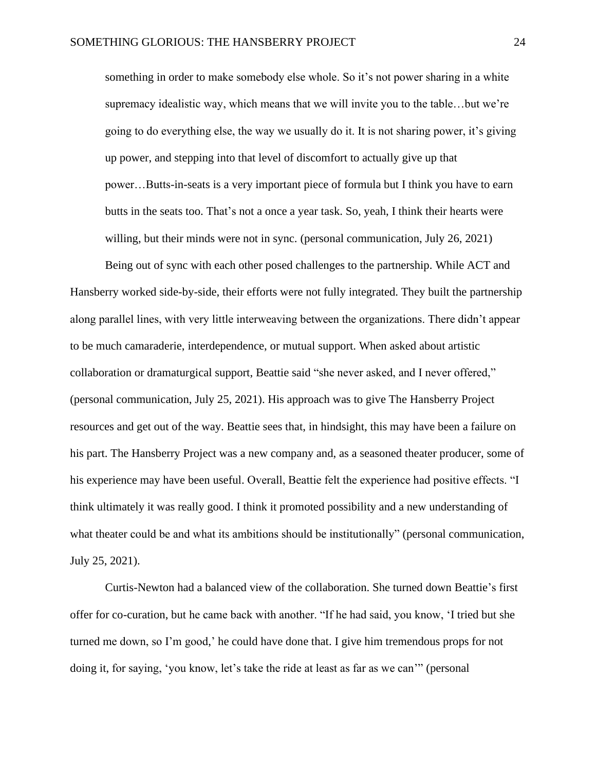> something in order to make somebody else whole. So it's not power sharing in a white supremacy idealistic way, which means that we will invite you to the table…but we're going to do everything else, the way we usually do it. It is not sharing power, it's giving up power, and stepping into that level of discomfort to actually give up that power…Butts-in-seats is a very important piece of formula but I think you have to earn butts in the seats too. That's not a once a year task. So, yeah, I think their hearts were willing, but their minds were not in sync. (personal communication, July 26, 2021)

Being out of sync with each other posed challenges to the partnership. While ACT and Hansberry worked side-by-side, their efforts were not fully integrated. They built the partnership along parallel lines, with very little interweaving between the organizations. There didn't appear to be much camaraderie, interdependence, or mutual support. When asked about artistic collaboration or dramaturgical support, Beattie said "she never asked, and I never offered," (personal communication, July 25, 2021). His approach was to give The Hansberry Project resources and get out of the way. Beattie sees that, in hindsight, this may have been a failure on his part. The Hansberry Project was a new company and, as a seasoned theater producer, some of his experience may have been useful. Overall, Beattie felt the experience had positive effects. "I think ultimately it was really good. I think it promoted possibility and a new understanding of what theater could be and what its ambitions should be institutionally" (personal communication, July 25, 2021).

Curtis-Newton had a balanced view of the collaboration. She turned down Beattie's first offer for co-curation, but he came back with another. "If he had said, you know, 'I tried but she turned me down, so I'm good,' he could have done that. I give him tremendous props for not doing it, for saying, 'you know, let's take the ride at least as far as we can'" (personal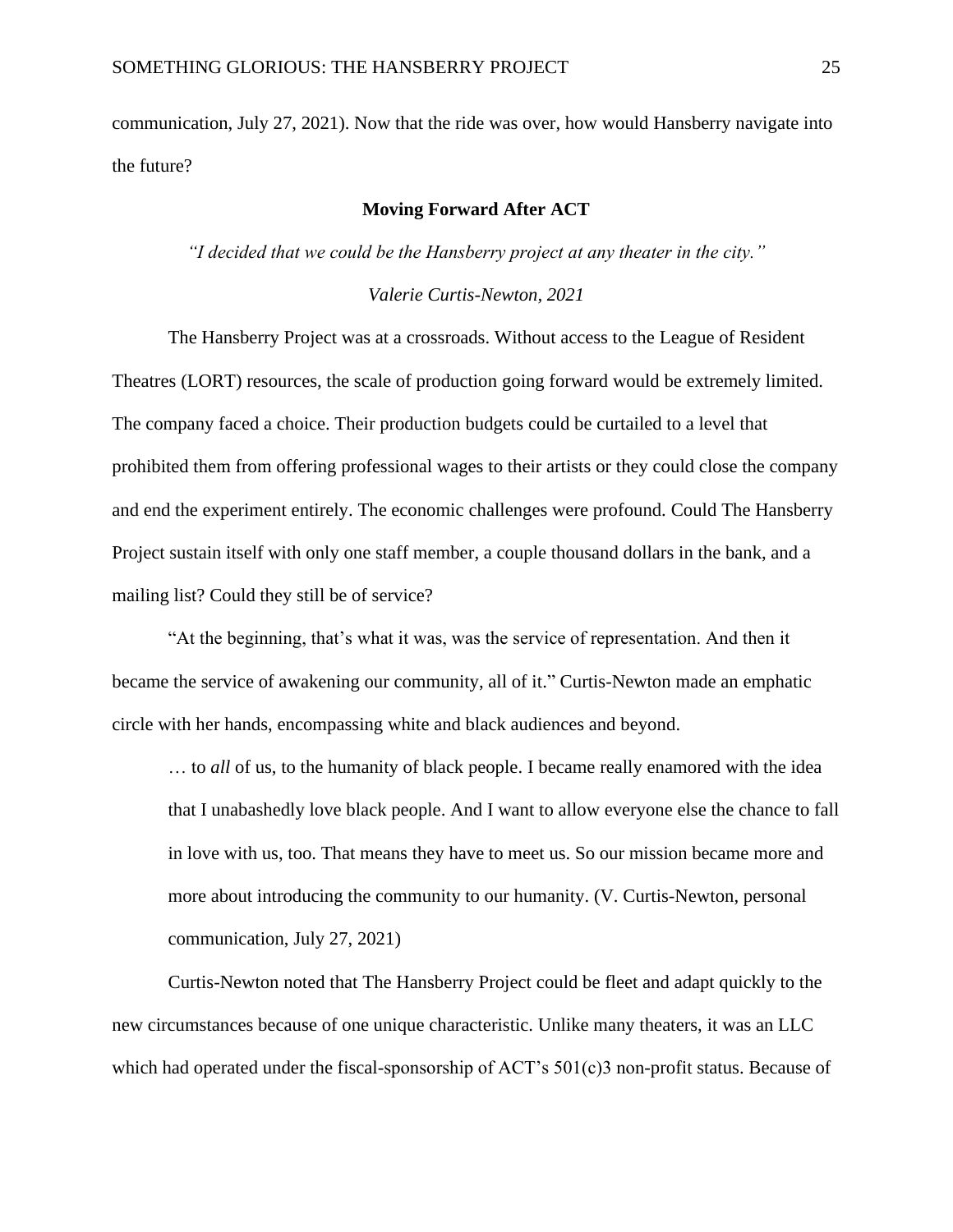communication, July 27, 2021). Now that the ride was over, how would Hansberry navigate into the future?

### Moving Forward After ACT

*"I decided that we could be the Hansberry project at any theater in the city."*

*Valerie Curtis-Newton, 2021*

The Hansberry Project was at a crossroads. Without access to the League of Resident Theatres (LORT) resources, the scale of production going forward would be extremely limited. The company faced a choice. Their production budgets could be curtailed to a level that prohibited them from offering professional wages to their artists or they could close the company and end the experiment entirely. The economic challenges were profound. Could The Hansberry Project sustain itself with only one staff member, a couple thousand dollars in the bank, and a mailing list? Could they still be of service?

"At the beginning, that's what it was, was the service of representation. And then it became the service of awakening our community, all of it." Curtis-Newton made an emphatic circle with her hands, encompassing white and black audiences and beyond.

> … to *all* of us, to the humanity of black people. I became really enamored with the idea that I unabashedly love black people. And I want to allow everyone else the chance to fall in love with us, too. That means they have to meet us. So our mission became more and more about introducing the community to our humanity. (V. Curtis-Newton, personal communication, July 27, 2021)

Curtis-Newton noted that The Hansberry Project could be fleet and adapt quickly to the new circumstances because of one unique characteristic. Unlike many theaters, it was an LLC which had operated under the fiscal-sponsorship of ACT's 501(c)3 non-profit status. Because of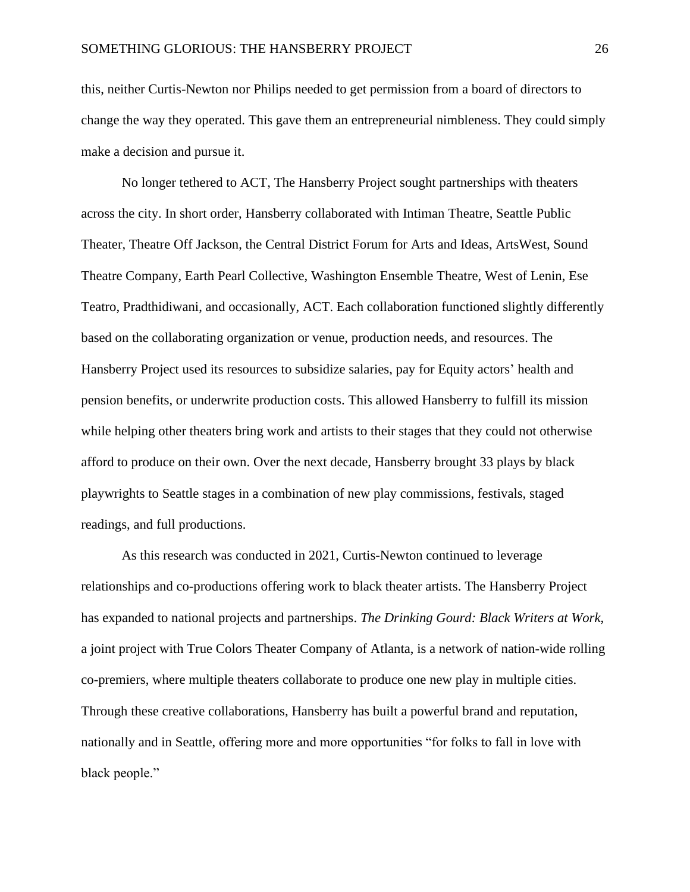this, neither Curtis-Newton nor Philips needed to get permission from a board of directors to change the way they operated. This gave them an entrepreneurial nimbleness. They could simply make a decision and pursue it.

No longer tethered to ACT, The Hansberry Project sought partnerships with theaters across the city. In short order, Hansberry collaborated with Intiman Theatre, Seattle Public Theater, Theatre Off Jackson, the Central District Forum for Arts and Ideas, ArtsWest, Sound Theatre Company, Earth Pearl Collective, Washington Ensemble Theatre, West of Lenin, Ese Teatro, Pradthidiwani, and occasionally, ACT. Each collaboration functioned slightly differently based on the collaborating organization or venue, production needs, and resources. The Hansberry Project used its resources to subsidize salaries, pay for Equity actors' health and pension benefits, or underwrite production costs. This allowed Hansberry to fulfill its mission while helping other theaters bring work and artists to their stages that they could not otherwise afford to produce on their own. Over the next decade, Hansberry brought 33 plays by black playwrights to Seattle stages in a combination of new play commissions, festivals, staged readings, and full productions.

As this research was conducted in 2021, Curtis-Newton continued to leverage relationships and co-productions offering work to black theater artists. The Hansberry Project has expanded to national projects and partnerships. *The Drinking Gourd: Black Writers at Work*, a joint project with True Colors Theater Company of Atlanta, is a network of nation-wide rolling co-premiers, where multiple theaters collaborate to produce one new play in multiple cities. Through these creative collaborations, Hansberry has built a powerful brand and reputation, nationally and in Seattle, offering more and more opportunities "for folks to fall in love with black people."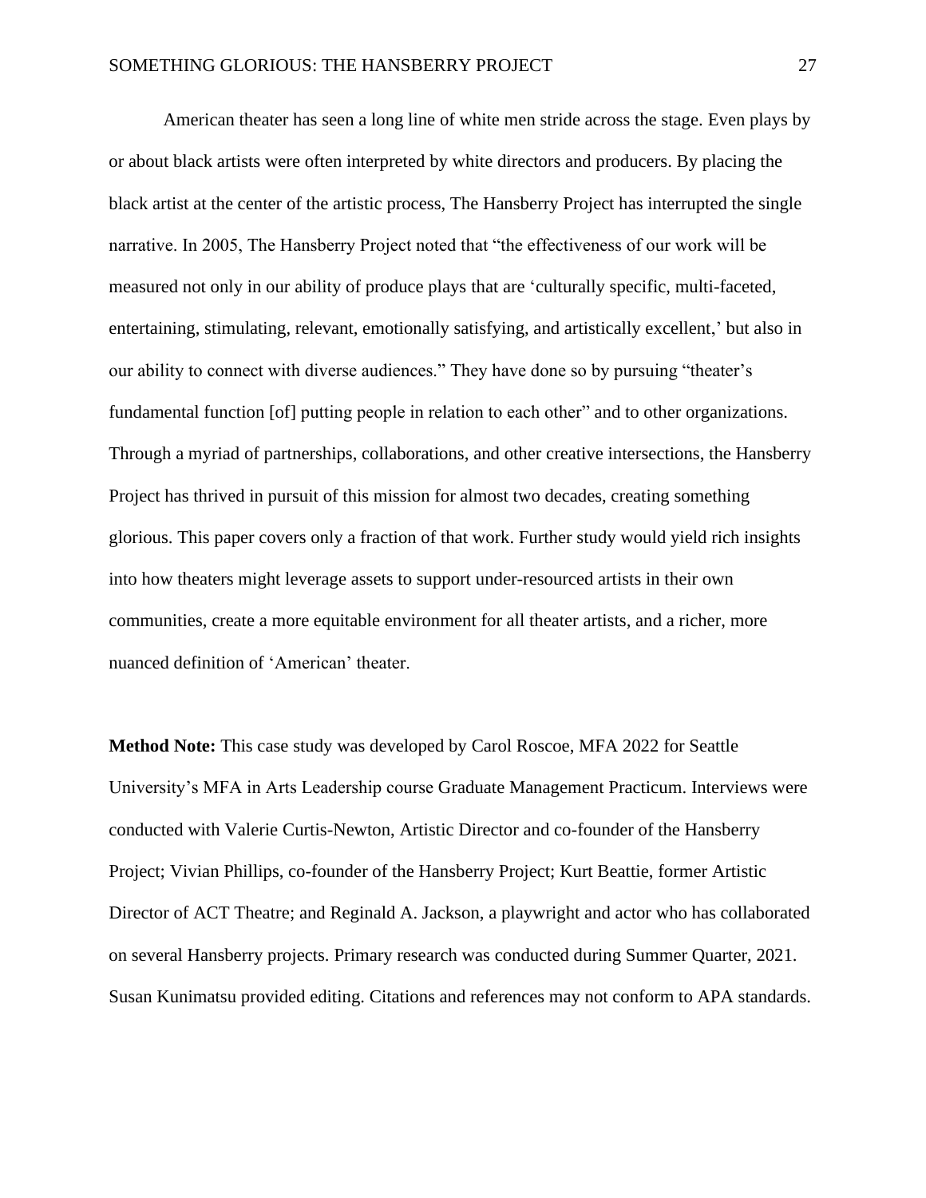American theater has seen a long line of white men stride across the stage. Even plays by or about black artists were often interpreted by white directors and producers. By placing the black artist at the center of the artistic process, The Hansberry Project has interrupted the single narrative. In 2005, The Hansberry Project noted that "the effectiveness of our work will be measured not only in our ability of produce plays that are 'culturally specific, multi-faceted, entertaining, stimulating, relevant, emotionally satisfying, and artistically excellent,' but also in our ability to connect with diverse audiences." They have done so by pursuing "theater's fundamental function [of] putting people in relation to each other" and to other organizations. Through a myriad of partnerships, collaborations, and other creative intersections, the Hansberry Project has thrived in pursuit of this mission for almost two decades, creating something glorious. This paper covers only a fraction of that work. Further study would yield rich insights into how theaters might leverage assets to support under-resourced artists in their own communities, create a more equitable environment for all theater artists, and a richer, more nuanced definition of 'American' theater.

**Method Note:** This case study was developed by Carol Roscoe, MFA 2022 for Seattle University's MFA in Arts Leadership course Graduate Management Practicum. Interviews were conducted with Valerie Curtis-Newton, Artistic Director and co-founder of the Hansberry Project; Vivian Phillips, co-founder of the Hansberry Project; Kurt Beattie, former Artistic Director of ACT Theatre; and Reginald A. Jackson, a playwright and actor who has collaborated on several Hansberry projects. Primary research was conducted during Summer Quarter, 2021. Susan Kunimatsu provided editing. Citations and references may not conform to APA standards.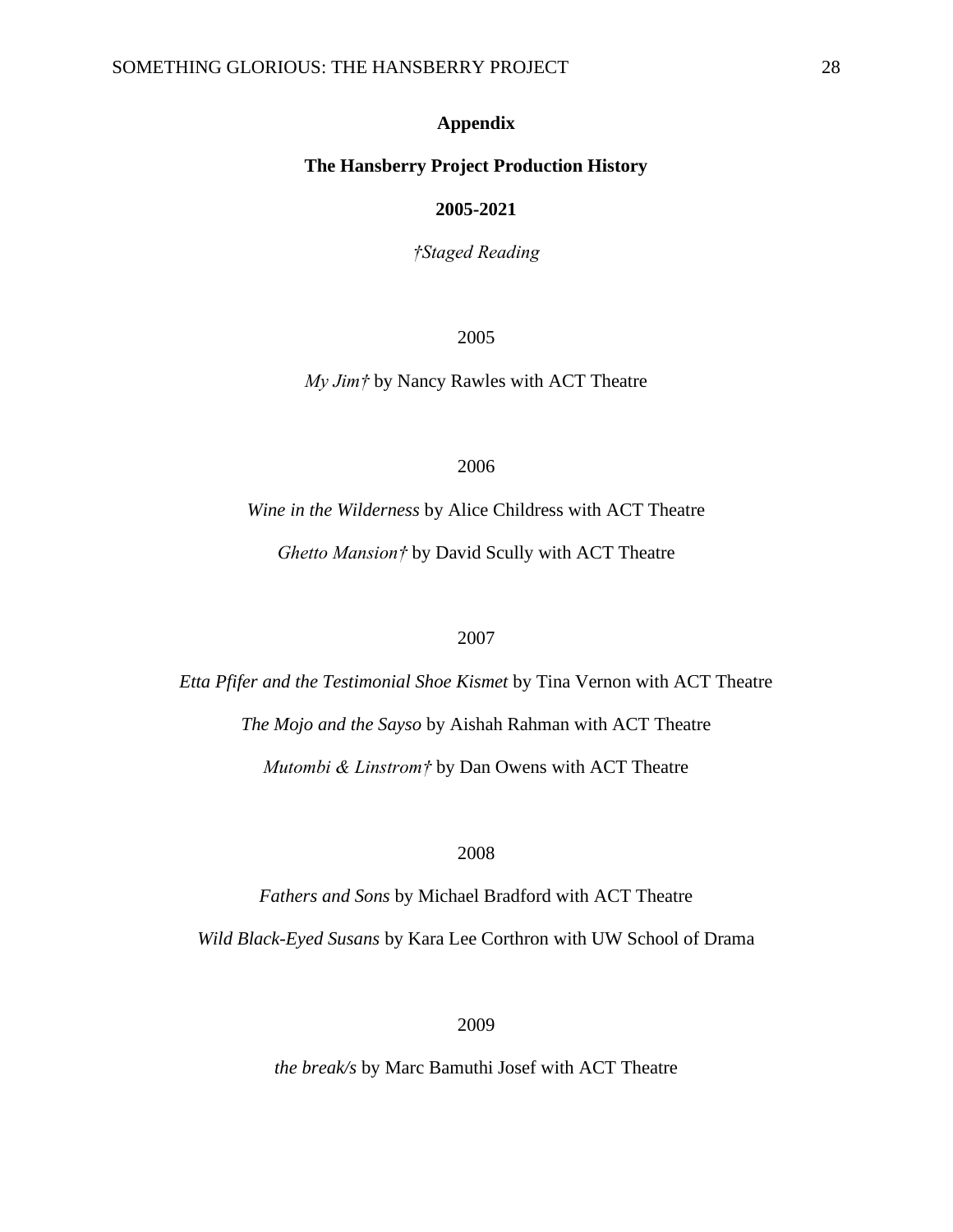# Appendix

## The Hansberry Project Production History

## 2005-2021

*†Staged Reading*

2005

*My Jim†* by Nancy Rawles with ACT Theatre

2006

*Wine in the Wilderness* by Alice Childress with ACT Theatre

*Ghetto Mansion†* by David Scully with ACT Theatre

2007

*Etta Pfifer and the Testimonial Shoe Kismet* by Tina Vernon with ACT Theatre

*The Mojo and the Sayso* by Aishah Rahman with ACT Theatre

*Mutombi & Linstrom†* by Dan Owens with ACT Theatre

2008

*Fathers and Sons* by Michael Bradford with ACT Theatre

*Wild Black-Eyed Susans* by Kara Lee Corthron with UW School of Drama

2009

*the break/s* by Marc Bamuthi Josef with ACT Theatre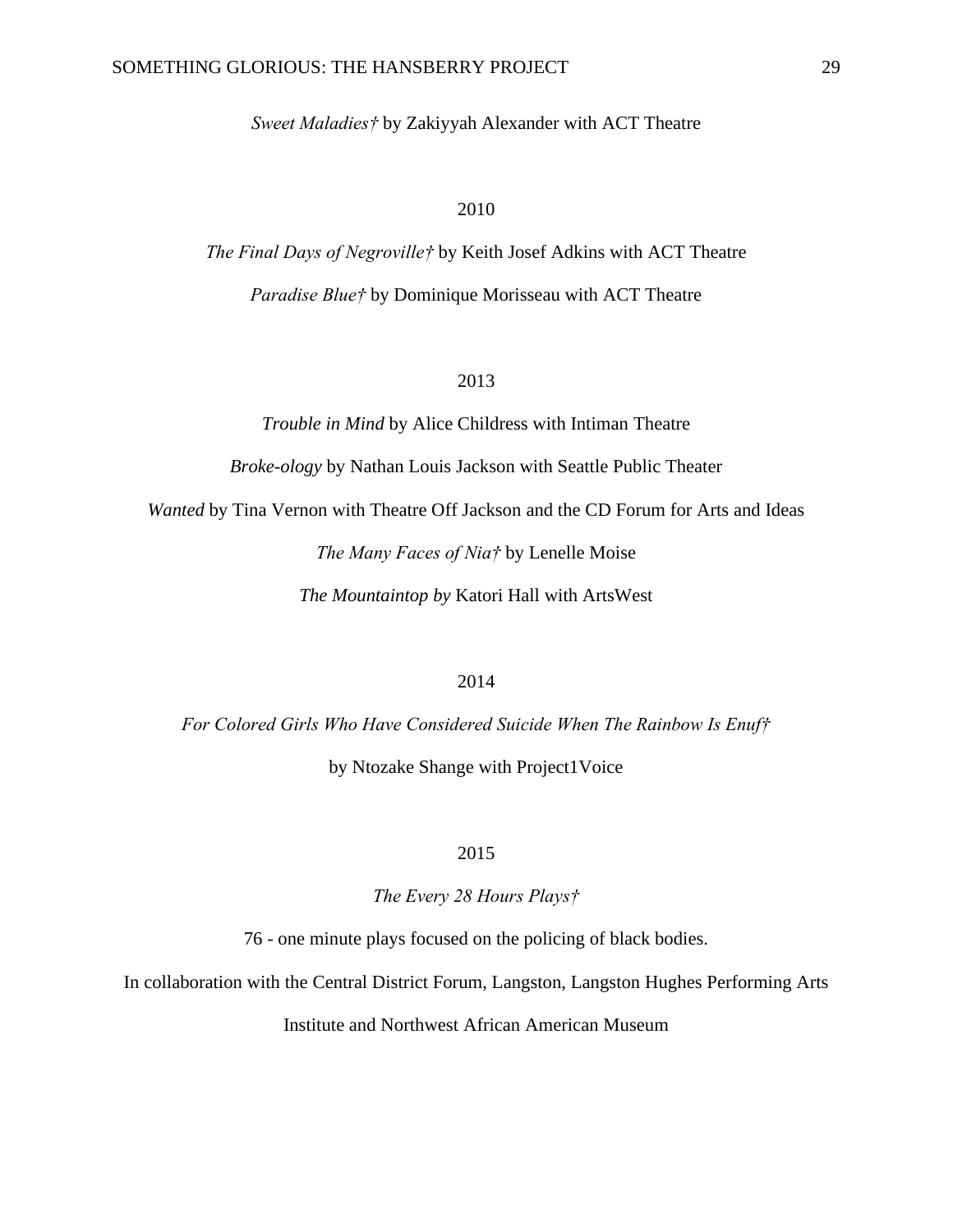*Sweet Maladies†* by Zakiyyah Alexander with ACT Theatre

2010

*The Final Days of Negroville†* by Keith Josef Adkins with ACT Theatre

*Paradise Blue†* by Dominique Morisseau with ACT Theatre

2013

*Trouble in Mind* by Alice Childress with Intiman Theatre

*Broke-ology* by Nathan Louis Jackson with Seattle Public Theater

*Wanted* by Tina Vernon with Theatre Off Jackson and the CD Forum for Arts and Ideas

*The Many Faces of Nia†* by Lenelle Moise

*The Mountaintop by* Katori Hall with ArtsWest

2014

*For Colored Girls Who Have Considered Suicide When The Rainbow Is Enuf†*

by Ntozake Shange with Project1Voice

2015

*The Every 28 Hours Plays†*

76 - one minute plays focused on the policing of black bodies.

In collaboration with the Central District Forum, Langston, Langston Hughes Performing Arts Institute and Northwest African American Museum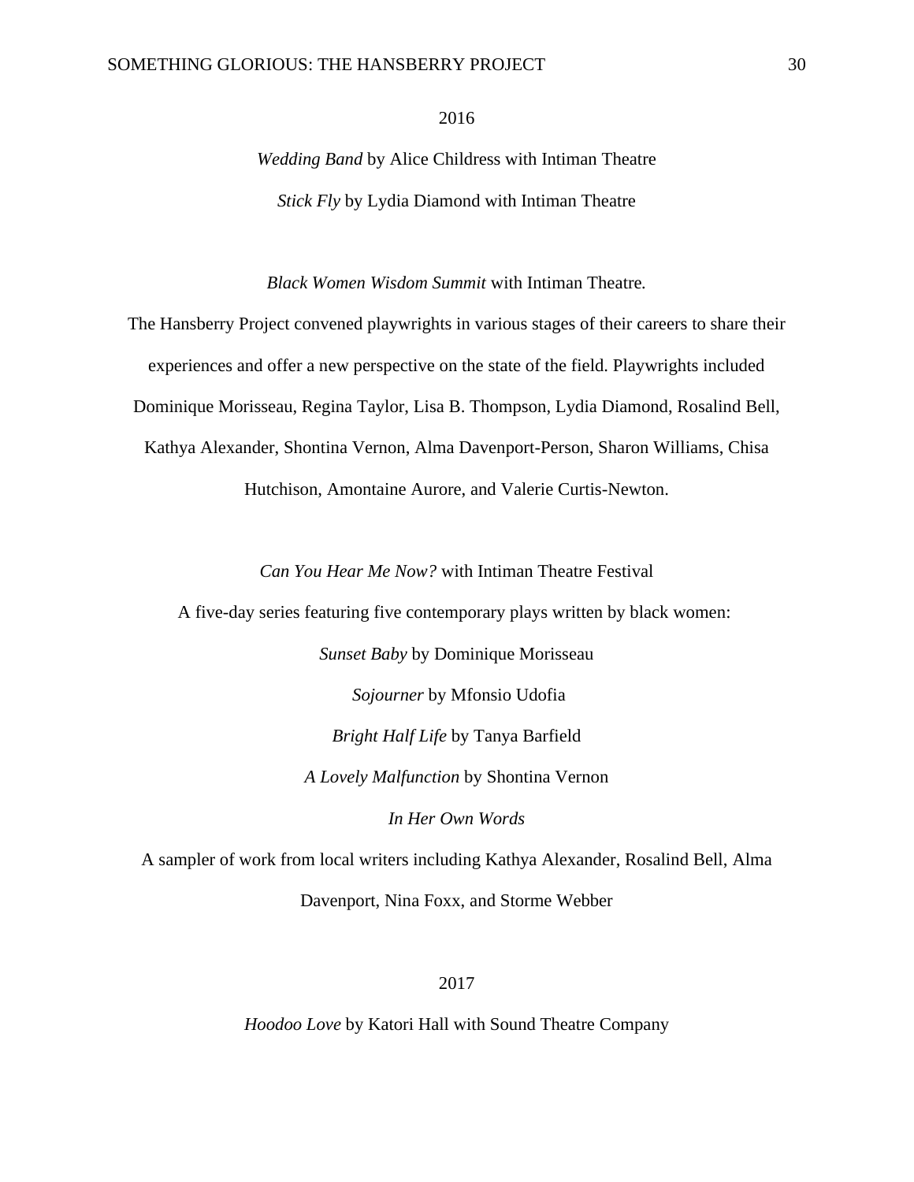2016

*Wedding Band* by Alice Childress with Intiman Theatre

*Stick Fly* by Lydia Diamond with Intiman Theatre

*Black Women Wisdom Summit* with Intiman Theatre.

The Hansberry Project convened playwrights in various stages of their careers to share their experiences and offer a new perspective on the state of the field. Playwrights included Dominique Morisseau, Regina Taylor, Lisa B. Thompson, Lydia Diamond, Rosalind Bell, Kathya Alexander, Shontina Vernon, Alma Davenport-Person, Sharon Williams, Chisa Hutchison, Amontaine Aurore, and Valerie Curtis-Newton.

*Can You Hear Me Now?* with Intiman Theatre Festival

A five-day series featuring five contemporary plays written by black women:

*Sunset Baby* by Dominique Morisseau

*Sojourner* by Mfonsio Udofia

*Bright Half Life* by Tanya Barfield

*A Lovely Malfunction* by Shontina Vernon

*In Her Own Words*

A sampler of work from local writers including Kathya Alexander, Rosalind Bell, Alma Davenport, Nina Foxx, and Storme Webber

2017

*Hoodoo Love* by Katori Hall with Sound Theatre Company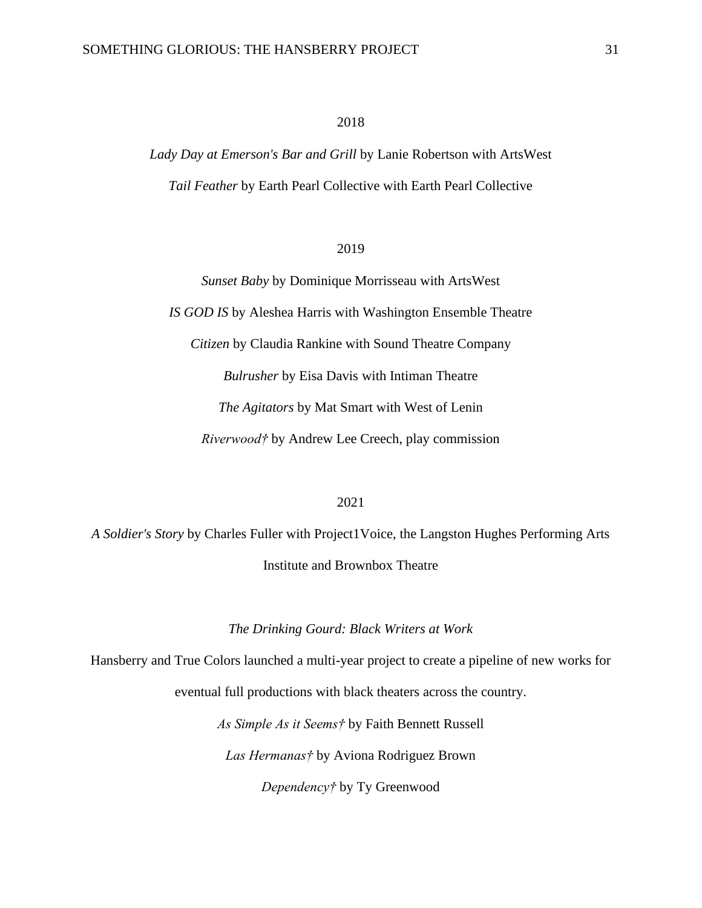2018

*Lady Day at Emerson's Bar and Grill* by Lanie Robertson with ArtsWest

*Tail Feather* by Earth Pearl Collective with Earth Pearl Collective

2019

*Sunset Baby* by Dominique Morrisseau with ArtsWest

*IS GOD IS* by Aleshea Harris with Washington Ensemble Theatre

*Citizen* by Claudia Rankine with Sound Theatre Company

*Bulrusher* by Eisa Davis with Intiman Theatre

*The Agitators* by Mat Smart with West of Lenin

*Riverwood†* by Andrew Lee Creech, play commission

2021

*A Soldier's Story* by Charles Fuller with Project1Voice, the Langston Hughes Performing Arts Institute and Brownbox Theatre

*The Drinking Gourd: Black Writers at Work*

Hansberry and True Colors launched a multi-year project to create a pipeline of new works for eventual full productions with black theaters across the country.

*As Simple As it Seems†* by Faith Bennett Russell

*Las Hermanas†* by Aviona Rodriguez Brown

*Dependency†* by Ty Greenwood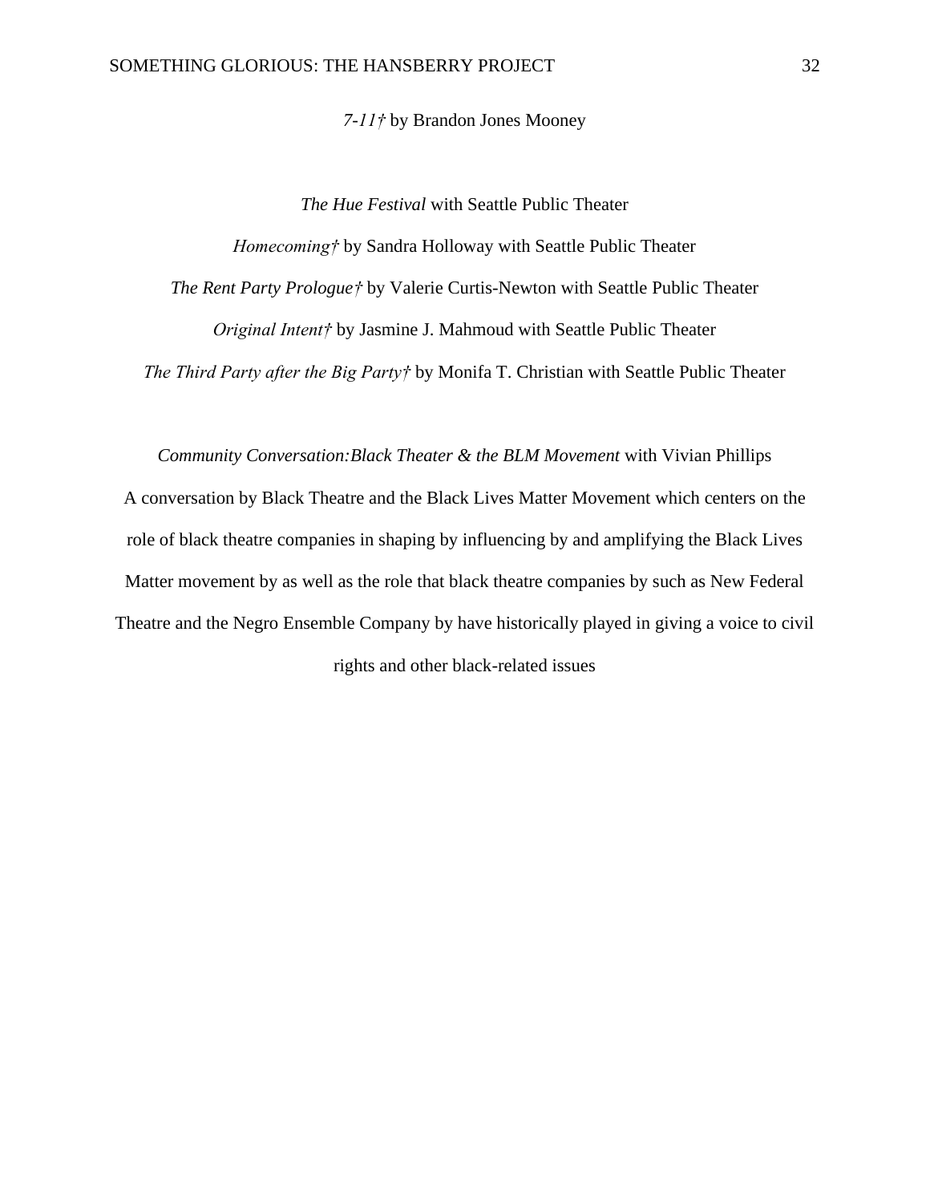*7-11†* by Brandon Jones Mooney

*The Hue Festival* with Seattle Public Theater

*Homecoming†* by Sandra Holloway with Seattle Public Theater

*The Rent Party Prologue†* by Valerie Curtis-Newton with Seattle Public Theater

*Original Intent†* by Jasmine J. Mahmoud with Seattle Public Theater

*The Third Party after the Big Party†* by Monifa T. Christian with Seattle Public Theater

*Community Conversation:Black Theater & the BLM Movement* with Vivian Phillips

A conversation by Black Theatre and the Black Lives Matter Movement which centers on the role of black theatre companies in shaping by influencing by and amplifying the Black Lives Matter movement by as well as the role that black theatre companies by such as New Federal Theatre and the Negro Ensemble Company by have historically played in giving a voice to civil rights and other black-related issues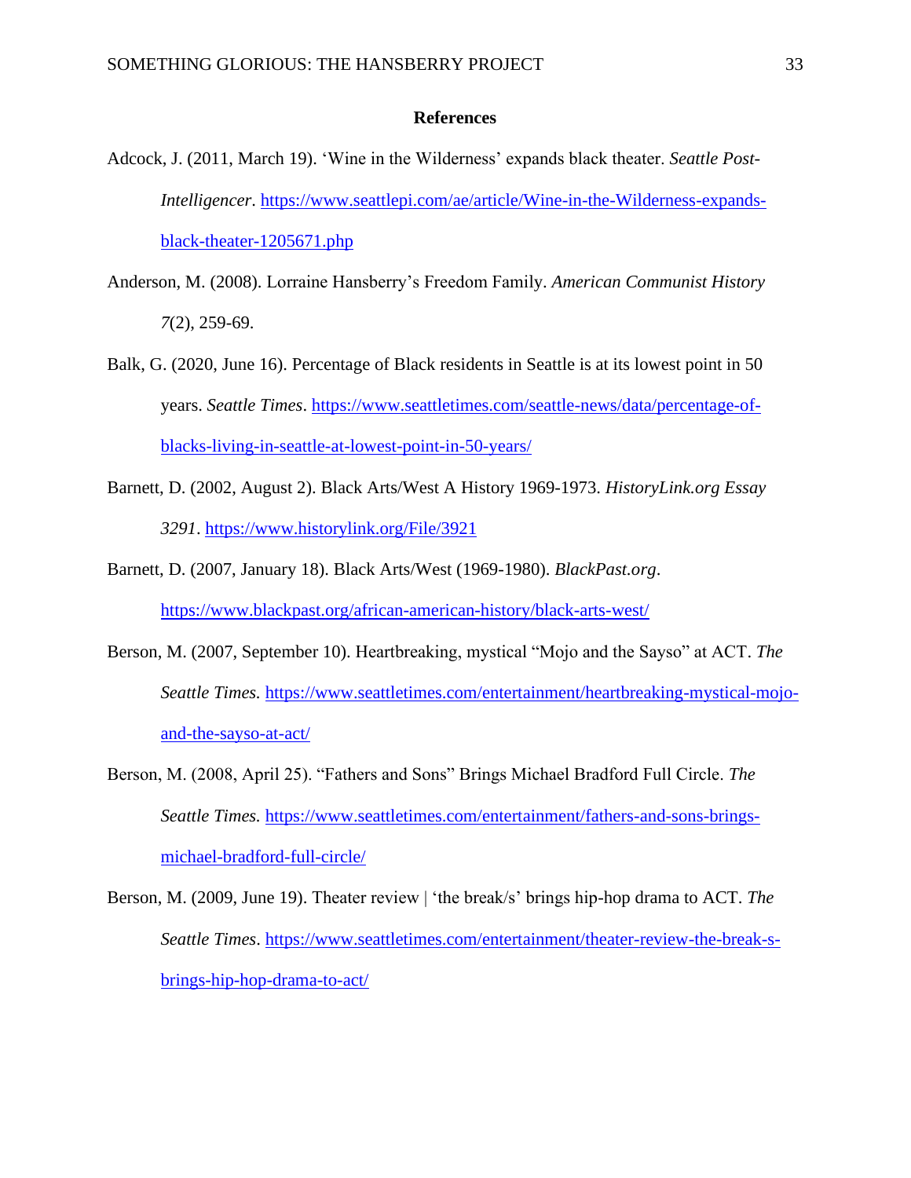# References

Adcock, J. (2011, March 19). 'Wine in the Wilderness' expands black theater. *Seattle Post-Intelligencer*. https://www.seattlepi.com/ae/article/Wine-in-the-Wilderness-expands-black-theater-1205671.php

Anderson, M. (2008). Lorraine Hansberry's Freedom Family. *American Communist History 7*(2), 259-69.

Balk, G. (2020, June 16). Percentage of Black residents in Seattle is at its lowest point in 50 years. *Seattle Times*. https://www.seattletimes.com/seattle-news/data/percentage-of-blacks-living-in-seattle-at-lowest-point-in-50-years/

Barnett, D. (2002, August 2). Black Arts/West A History 1969-1973. *HistoryLink.org Essay 3291*. https://www.historylink.org/File/3921

Barnett, D. (2007, January 18). Black Arts/West (1969-1980). *BlackPast.org*. https://www.blackpast.org/african-american-history/black-arts-west/

Berson, M. (2007, September 10). Heartbreaking, mystical "Mojo and the Sayso" at ACT. *The Seattle Times.* https://www.seattletimes.com/entertainment/heartbreaking-mystical-mojo-and-the-sayso-at-act/

Berson, M. (2008, April 25). "Fathers and Sons" Brings Michael Bradford Full Circle. *The Seattle Times.* https://www.seattletimes.com/entertainment/fathers-and-sons-brings-michael-bradford-full-circle/

Berson, M. (2009, June 19). Theater review | 'the break/s' brings hip-hop drama to ACT. *The Seattle Times*. https://www.seattletimes.com/entertainment/theater-review-the-break-s-brings-hip-hop-drama-to-act/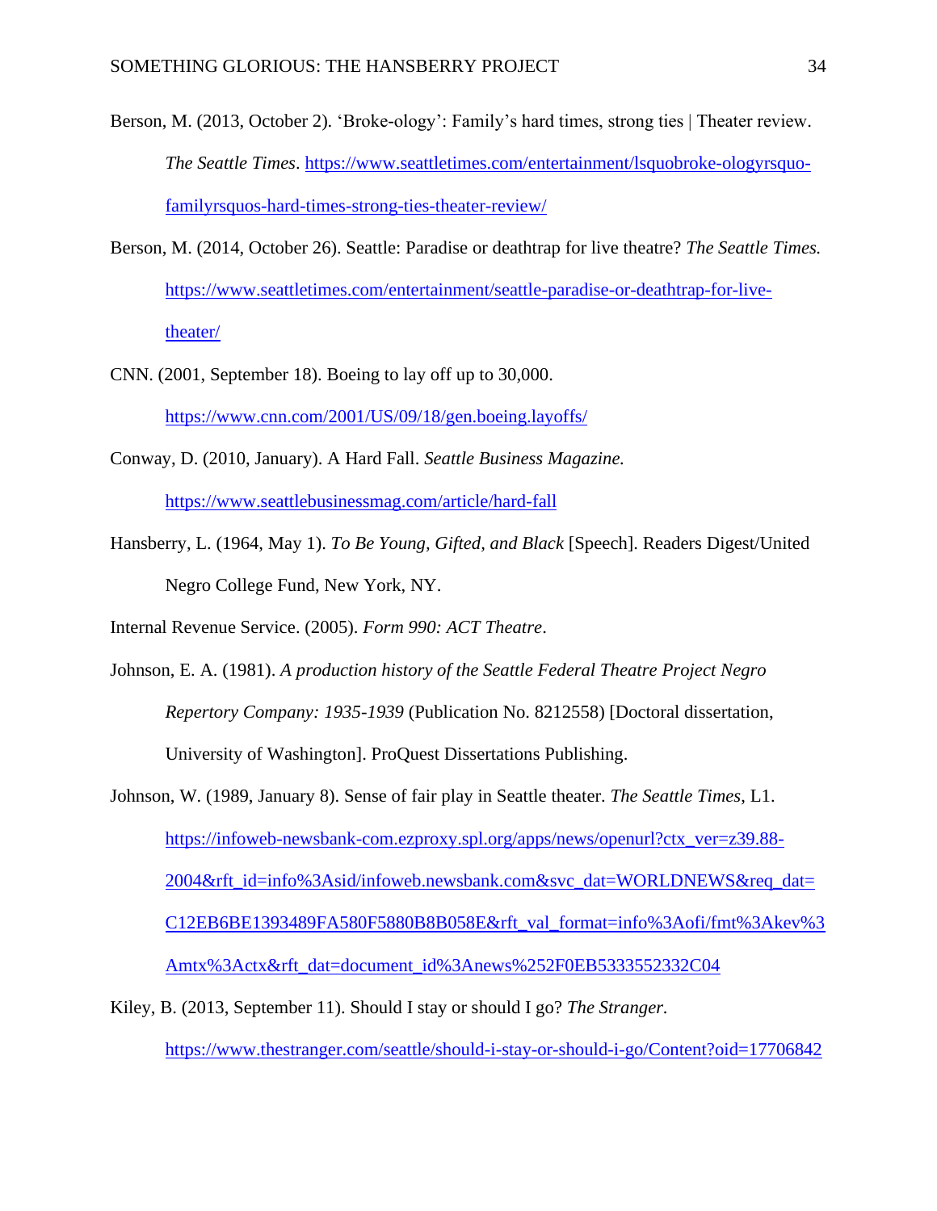Berson, M. (2013, October 2). 'Broke-ology': Family's hard times, strong ties | Theater review. *The Seattle Times*. https://www.seattletimes.com/entertainment/lsquobroke-ologyrsquo-familyrsquos-hard-times-strong-ties-theater-review/

Berson, M. (2014, October 26). Seattle: Paradise or deathtrap for live theatre? *The Seattle Times.* https://www.seattletimes.com/entertainment/seattle-paradise-or-deathtrap-for-live-theater/

CNN. (2001, September 18). Boeing to lay off up to 30,000. https://www.cnn.com/2001/US/09/18/gen.boeing.layoffs/

Conway, D. (2010, January). A Hard Fall. *Seattle Business Magazine.* https://www.seattlebusinessmag.com/article/hard-fall

Hansberry, L. (1964, May 1). *To Be Young, Gifted, and Black* [Speech]. Readers Digest/United Negro College Fund, New York, NY.

Internal Revenue Service. (2005). *Form 990: ACT Theatre*.

Johnson, E. A. (1981). *A production history of the Seattle Federal Theatre Project Negro Repertory Company: 1935-1939* (Publication No. 8212558) [Doctoral dissertation, University of Washington]. ProQuest Dissertations Publishing.

Johnson, W. (1989, January 8). Sense of fair play in Seattle theater. *The Seattle Times*, L1. https://infoweb-newsbank-com.ezproxy.spl.org/apps/news/openurl?ctx_ver=z39.88-2004&rft_id=info%3Asid/infoweb.newsbank.com&svc_dat=WORLDNEWS&req_dat=C12EB6BE1393489FA580F5880B8B058E&rft_val_format=info%3Aofi/fmt%3Akev%3Amtx%3Actx&rft_dat=document_id%3Anews%252F0EB5333552332C04

Kiley, B. (2013, September 11). Should I stay or should I go? *The Stranger.* https://www.thestranger.com/seattle/should-i-stay-or-should-i-go/Content?oid=17706842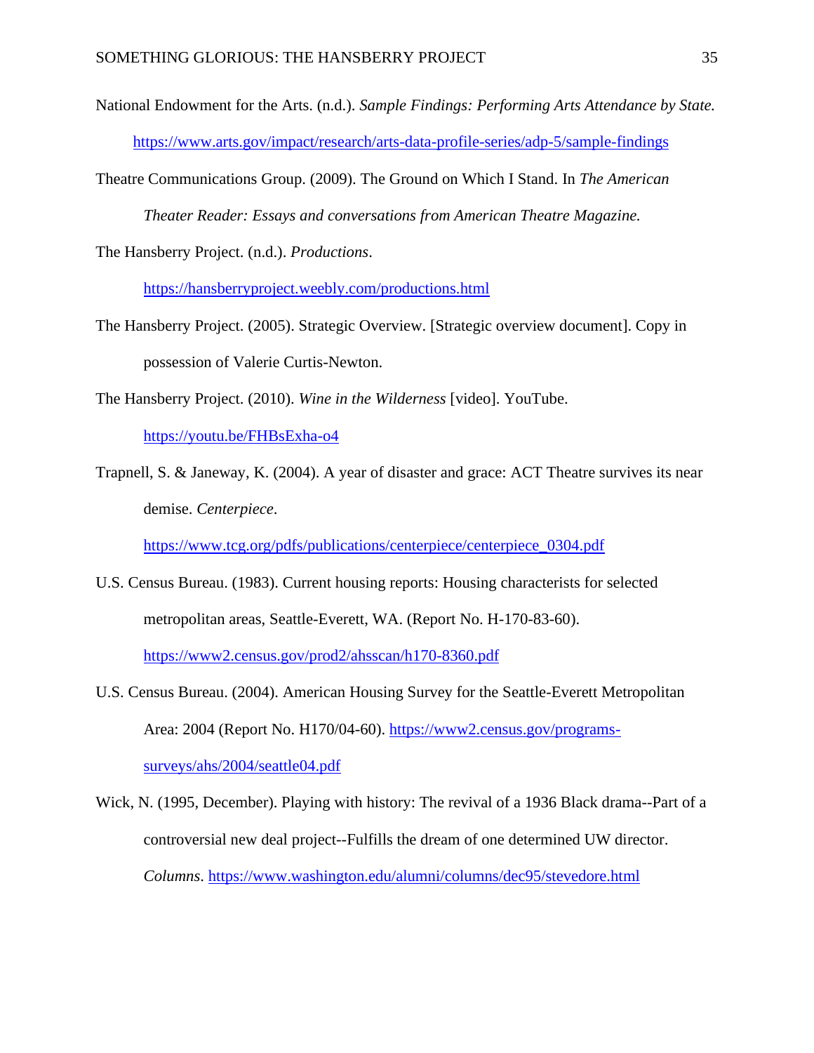National Endowment for the Arts. (n.d.). *Sample Findings: Performing Arts Attendance by State.* https://www.arts.gov/impact/research/arts-data-profile-series/adp-5/sample-findings

Theatre Communications Group. (2009). The Ground on Which I Stand. In *The American Theater Reader: Essays and conversations from American Theatre Magazine.*

The Hansberry Project. (n.d.). *Productions*. https://hansberryproject.weebly.com/productions.html

The Hansberry Project. (2005). Strategic Overview. [Strategic overview document]. Copy in possession of Valerie Curtis-Newton.

The Hansberry Project. (2010). *Wine in the Wilderness* [video]. YouTube. https://youtu.be/FHBsExha-o4

Trapnell, S. & Janeway, K. (2004). A year of disaster and grace: ACT Theatre survives its near demise. *Centerpiece*. https://www.tcg.org/pdfs/publications/centerpiece/centerpiece_0304.pdf

U.S. Census Bureau. (1983). Current housing reports: Housing characteristics for selected metropolitan areas, Seattle-Everett, WA. (Report No. H-170-83-60). https://www2.census.gov/prod2/ahsscan/h170-8360.pdf

U.S. Census Bureau. (2004). American Housing Survey for the Seattle-Everett Metropolitan Area: 2004 (Report No. H170/04-60). https://www2.census.gov/programs-surveys/ahs/2004/seattle04.pdf

Wick, N. (1995, December). Playing with history: The revival of a 1936 Black drama--Part of a controversial new deal project--Fulfills the dream of one determined UW director. *Columns*. https://www.washington.edu/alumni/columns/dec95/stevedore.html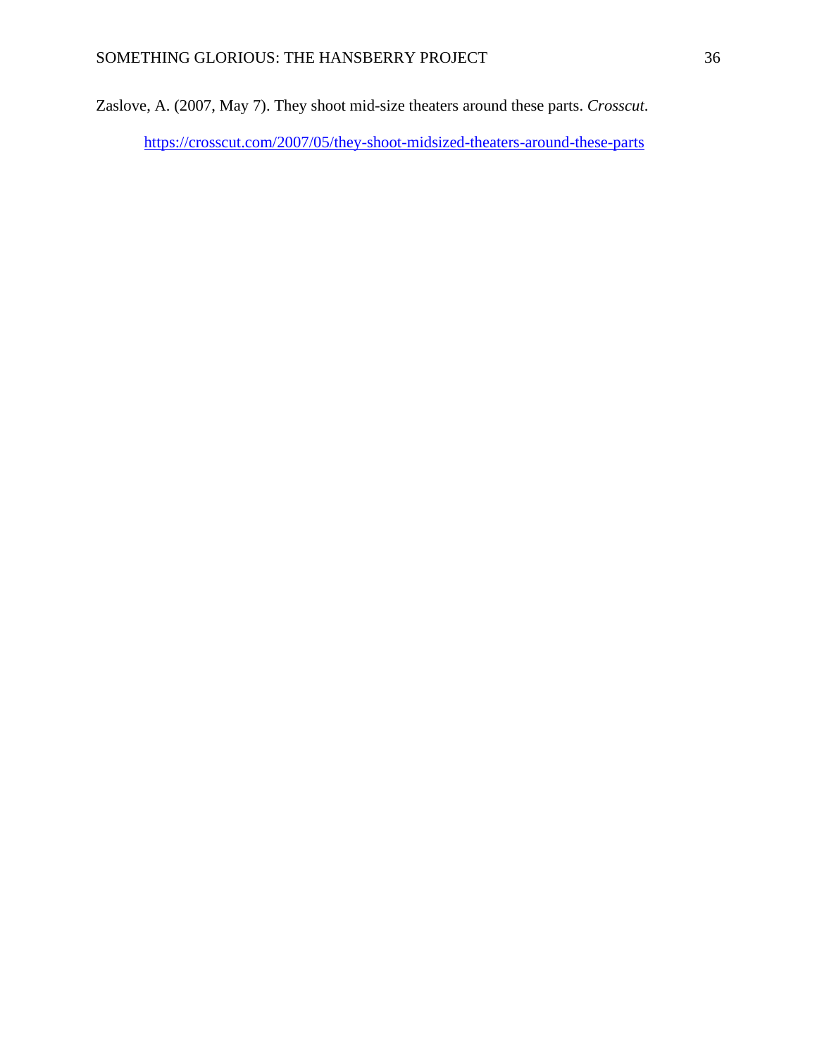Zaslove, A. (2007, May 7). They shoot mid-size theaters around these parts. *Crosscut*.

https://crosscut.com/2007/05/they-shoot-midsized-theaters-around-these-parts